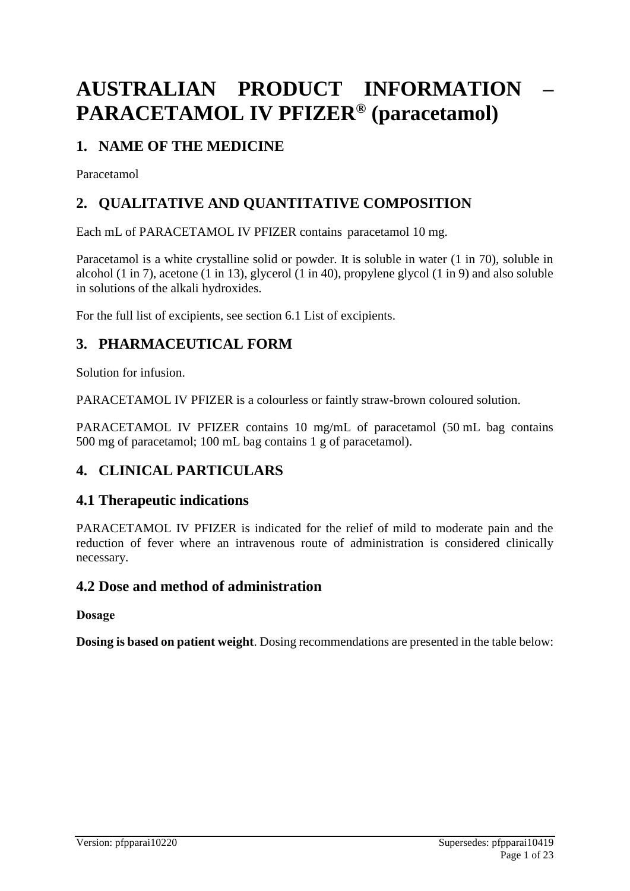# AUSTRALIAN PRODUCT INFORMATION – PARACETAMOL IV PFIZER® (paracetamol)

## 1. NAME OF THE MEDICINE

Paracetamol

## 2. QUALITATIVE AND QUANTITATIVE COMPOSITION

Each mL of PARACETAMOL IV PFIZER contains paracetamol 10 mg.

Paracetamol is a white crystalline solid or powder. It is soluble in water (1 in 70), soluble in alcohol (1 in 7), acetone (1 in 13), glycerol (1 in 40), propylene glycol (1 in 9) and also soluble in solutions of the alkali hydroxides.

For the full list of excipients, see section 6.1 List of excipients.

## 3. PHARMACEUTICAL FORM

Solution for infusion.

PARACETAMOL IV PFIZER is a colourless or faintly straw-brown coloured solution.

PARACETAMOL IV PFIZER contains 10 mg/mL of paracetamol (50 mL bag contains 500 mg of paracetamol; 100 mL bag contains 1 g of paracetamol).

## 4. CLINICAL PARTICULARS

### 4.1 Therapeutic indications

PARACETAMOL IV PFIZER is indicated for the relief of mild to moderate pain and the reduction of fever where an intravenous route of administration is considered clinically necessary.

### 4.2 Dose and method of administration

**Dosage**

**Dosing is based on patient weight**. Dosing recommendations are presented in the table below: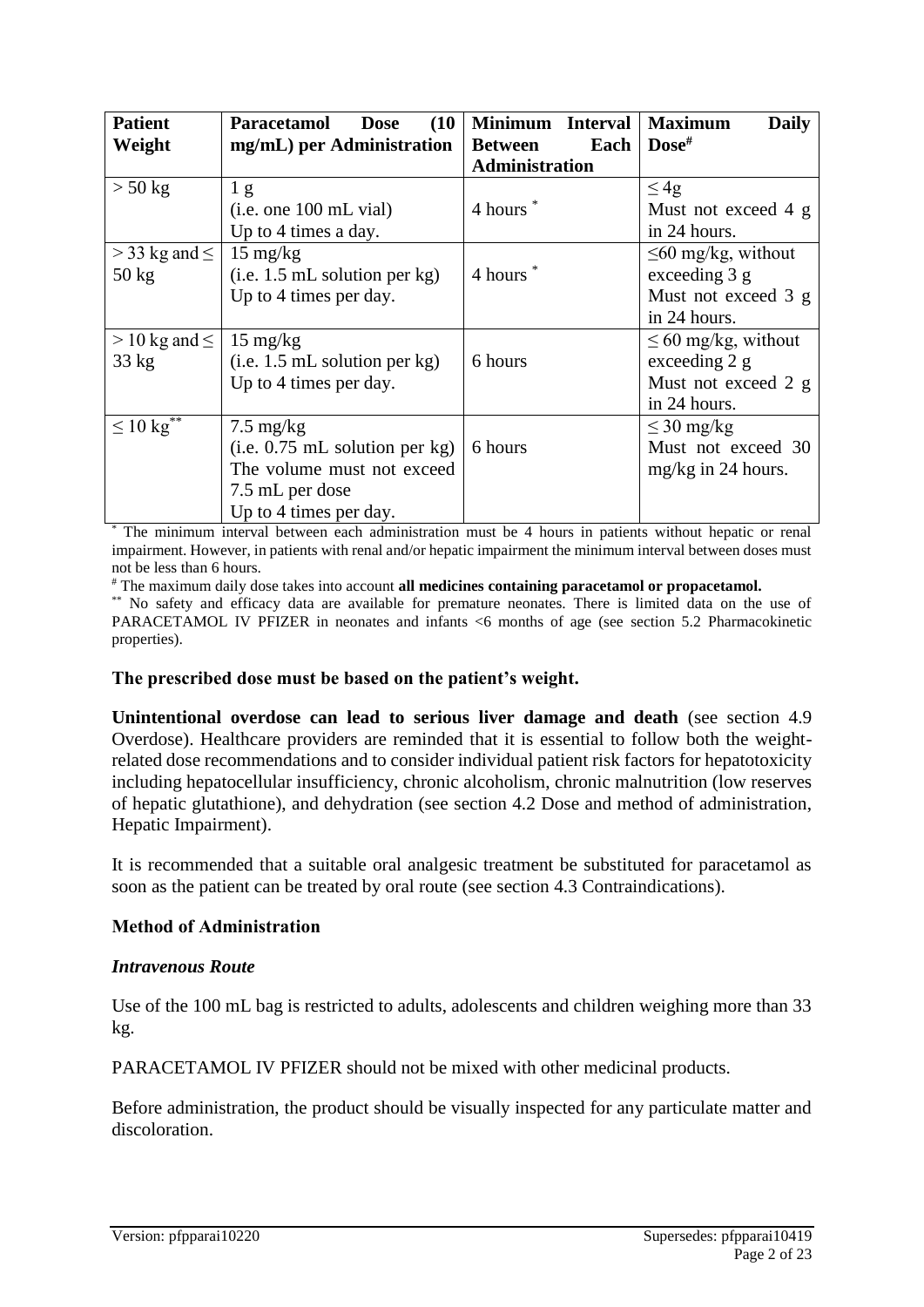| Patient Weight | Paracetamol Dose (10 mg/mL) per Administration | Minimum Interval Between Each Administration | Maximum Daily Dose[#] |
|---|---|---|---|
| > 50 kg | 1 g (i.e. one 100 mL vial) Up to 4 times a day. | 4 hours [*] | ≤ 4g Must not exceed 4 g in 24 hours. |
| > 33 kg and ≤ 50 kg | 15 mg/kg (i.e. 1.5 mL solution per kg) Up to 4 times per day. | 4 hours [*] | ≤60 mg/kg, without exceeding 3 g Must not exceed 3 g in 24 hours. |
| > 10 kg and ≤ 33 kg | 15 mg/kg (i.e. 1.5 mL solution per kg) Up to 4 times per day. | 6 hours | ≤ 60 mg/kg, without exceeding 2 g Must not exceed 2 g in 24 hours. |
| ≤ 10 kg[**] | 7.5 mg/kg (i.e. 0.75 mL solution per kg) The volume must not exceed 7.5 mL per dose Up to 4 times per day. | 6 hours | ≤ 30 mg/kg Must not exceed 30 mg/kg in 24 hours. |

[*] The minimum interval between each administration must be 4 hours in patients without hepatic or renal impairment. However, in patients with renal and/or hepatic impairment the minimum interval between doses must not be less than 6 hours.

[#] The maximum daily dose takes into account **all medicines containing paracetamol or propacetamol.**

[**] No safety and efficacy data are available for premature neonates. There is limited data on the use of PARACETAMOL IV PFIZER in neonates and infants <6 months of age (see section 5.2 Pharmacokinetic properties).

**The prescribed dose must be based on the patient's weight.**

**Unintentional overdose can lead to serious liver damage and death** (see section 4.9 Overdose). Healthcare providers are reminded that it is essential to follow both the weight-related dose recommendations and to consider individual patient risk factors for hepatotoxicity including hepatocellular insufficiency, chronic alcoholism, chronic malnutrition (low reserves of hepatic glutathione), and dehydration (see section 4.2 Dose and method of administration, Hepatic Impairment).

It is recommended that a suitable oral analgesic treatment be substituted for paracetamol as soon as the patient can be treated by oral route (see section 4.3 Contraindications).

### Method of Administration

***Intravenous Route***

Use of the 100 mL bag is restricted to adults, adolescents and children weighing more than 33 kg.

PARACETAMOL IV PFIZER should not be mixed with other medicinal products.

Before administration, the product should be visually inspected for any particulate matter and discoloration.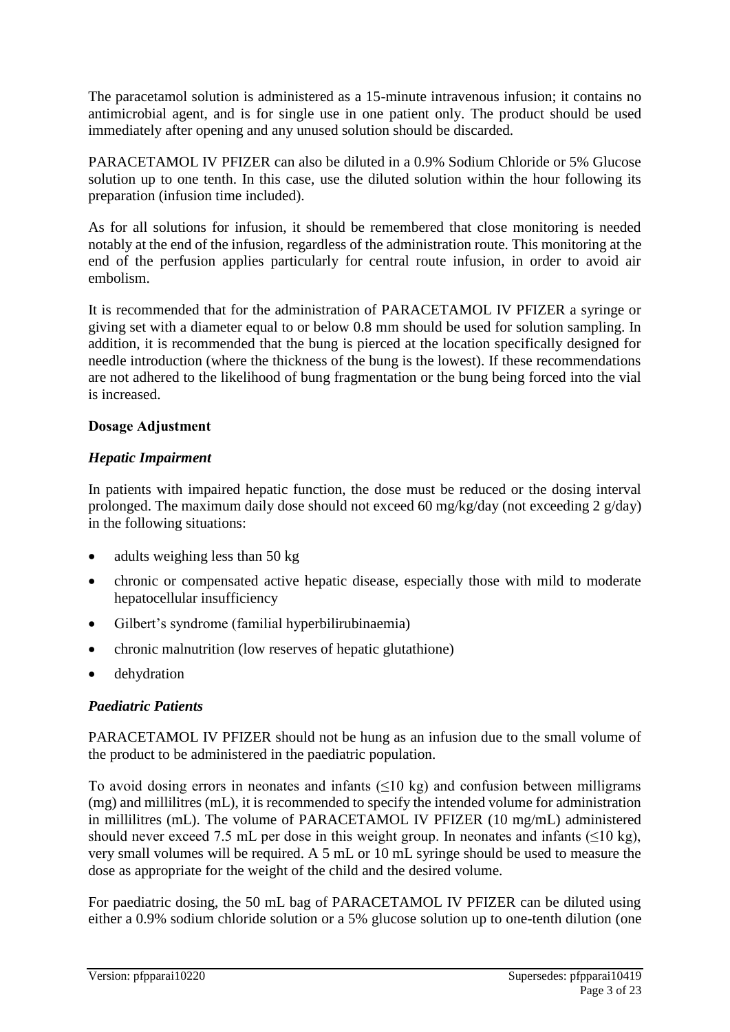The paracetamol solution is administered as a 15-minute intravenous infusion; it contains no antimicrobial agent, and is for single use in one patient only. The product should be used immediately after opening and any unused solution should be discarded.

PARACETAMOL IV PFIZER can also be diluted in a 0.9% Sodium Chloride or 5% Glucose solution up to one tenth. In this case, use the diluted solution within the hour following its preparation (infusion time included).

As for all solutions for infusion, it should be remembered that close monitoring is needed notably at the end of the infusion, regardless of the administration route. This monitoring at the end of the perfusion applies particularly for central route infusion, in order to avoid air embolism.

It is recommended that for the administration of PARACETAMOL IV PFIZER a syringe or giving set with a diameter equal to or below 0.8 mm should be used for solution sampling. In addition, it is recommended that the bung is pierced at the location specifically designed for needle introduction (where the thickness of the bung is the lowest). If these recommendations are not adhered to the likelihood of bung fragmentation or the bung being forced into the vial is increased.

**Dosage Adjustment**

***Hepatic Impairment***

In patients with impaired hepatic function, the dose must be reduced or the dosing interval prolonged. The maximum daily dose should not exceed 60 mg/kg/day (not exceeding 2 g/day) in the following situations:

- adults weighing less than 50 kg
- chronic or compensated active hepatic disease, especially those with mild to moderate hepatocellular insufficiency
- Gilbert's syndrome (familial hyperbilirubinaemia)
- chronic malnutrition (low reserves of hepatic glutathione)
- dehydration

***Paediatric Patients***

PARACETAMOL IV PFIZER should not be hung as an infusion due to the small volume of the product to be administered in the paediatric population.

To avoid dosing errors in neonates and infants (≤10 kg) and confusion between milligrams (mg) and millilitres (mL), it is recommended to specify the intended volume for administration in millilitres (mL). The volume of PARACETAMOL IV PFIZER (10 mg/mL) administered should never exceed 7.5 mL per dose in this weight group. In neonates and infants (≤10 kg), very small volumes will be required. A 5 mL or 10 mL syringe should be used to measure the dose as appropriate for the weight of the child and the desired volume.

For paediatric dosing, the 50 mL bag of PARACETAMOL IV PFIZER can be diluted using either a 0.9% sodium chloride solution or a 5% glucose solution up to one-tenth dilution (one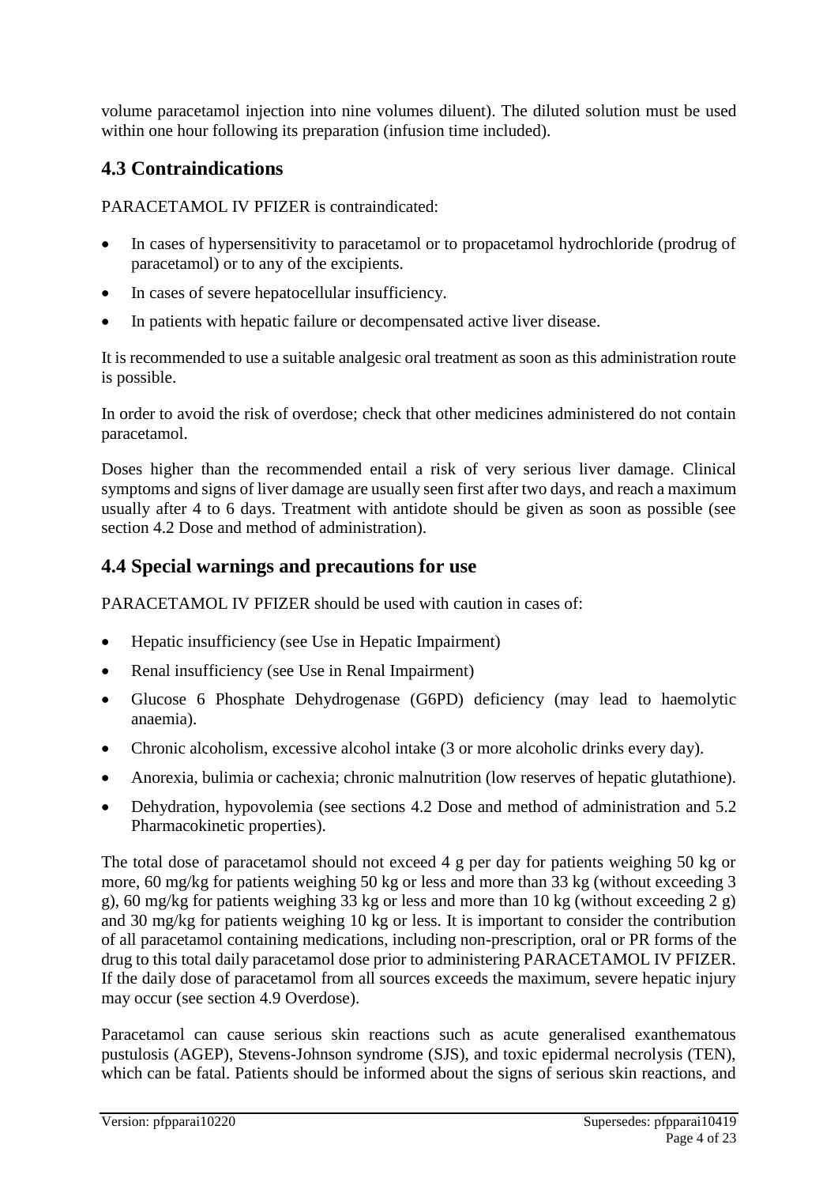volume paracetamol injection into nine volumes diluent). The diluted solution must be used within one hour following its preparation (infusion time included).

## 4.3 Contraindications

PARACETAMOL IV PFIZER is contraindicated:

- In cases of hypersensitivity to paracetamol or to propacetamol hydrochloride (prodrug of paracetamol) or to any of the excipients.
- In cases of severe hepatocellular insufficiency.
- In patients with hepatic failure or decompensated active liver disease.

It is recommended to use a suitable analgesic oral treatment as soon as this administration route is possible.

In order to avoid the risk of overdose; check that other medicines administered do not contain paracetamol.

Doses higher than the recommended entail a risk of very serious liver damage. Clinical symptoms and signs of liver damage are usually seen first after two days, and reach a maximum usually after 4 to 6 days. Treatment with antidote should be given as soon as possible (see section 4.2 Dose and method of administration).

## 4.4 Special warnings and precautions for use

PARACETAMOL IV PFIZER should be used with caution in cases of:

- Hepatic insufficiency (see Use in Hepatic Impairment)
- Renal insufficiency (see Use in Renal Impairment)
- Glucose 6 Phosphate Dehydrogenase (G6PD) deficiency (may lead to haemolytic anaemia).
- Chronic alcoholism, excessive alcohol intake (3 or more alcoholic drinks every day).
- Anorexia, bulimia or cachexia; chronic malnutrition (low reserves of hepatic glutathione).
- Dehydration, hypovolemia (see sections 4.2 Dose and method of administration and 5.2 Pharmacokinetic properties).

The total dose of paracetamol should not exceed 4 g per day for patients weighing 50 kg or more, 60 mg/kg for patients weighing 50 kg or less and more than 33 kg (without exceeding 3 g), 60 mg/kg for patients weighing 33 kg or less and more than 10 kg (without exceeding 2 g) and 30 mg/kg for patients weighing 10 kg or less. It is important to consider the contribution of all paracetamol containing medications, including non-prescription, oral or PR forms of the drug to this total daily paracetamol dose prior to administering PARACETAMOL IV PFIZER. If the daily dose of paracetamol from all sources exceeds the maximum, severe hepatic injury may occur (see section 4.9 Overdose).

Paracetamol can cause serious skin reactions such as acute generalised exanthematous pustulosis (AGEP), Stevens-Johnson syndrome (SJS), and toxic epidermal necrolysis (TEN), which can be fatal. Patients should be informed about the signs of serious skin reactions, and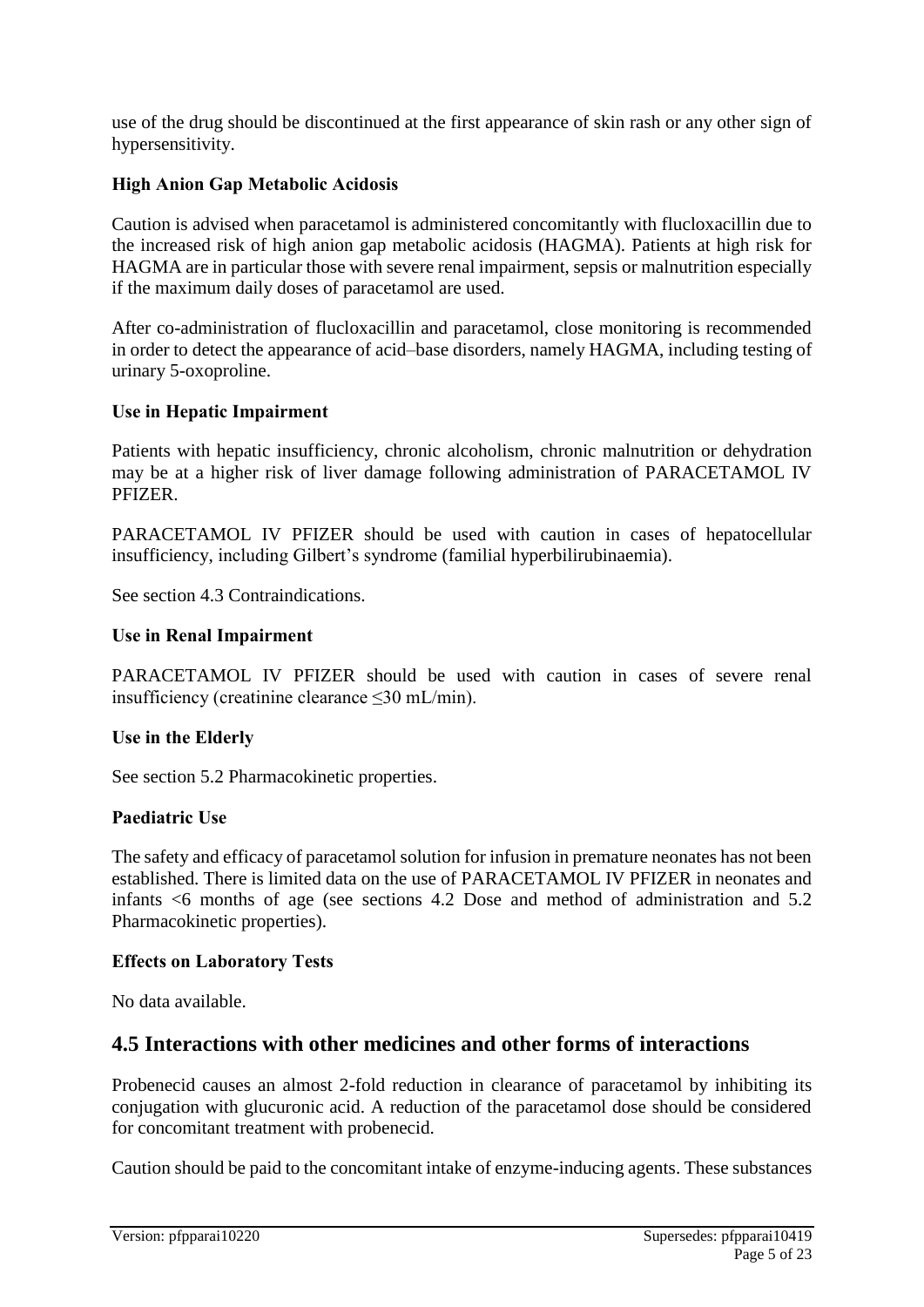use of the drug should be discontinued at the first appearance of skin rash or any other sign of hypersensitivity.

**High Anion Gap Metabolic Acidosis**

Caution is advised when paracetamol is administered concomitantly with flucloxacillin due to the increased risk of high anion gap metabolic acidosis (HAGMA). Patients at high risk for HAGMA are in particular those with severe renal impairment, sepsis or malnutrition especially if the maximum daily doses of paracetamol are used.

After co-administration of flucloxacillin and paracetamol, close monitoring is recommended in order to detect the appearance of acid–base disorders, namely HAGMA, including testing of urinary 5-oxoproline.

**Use in Hepatic Impairment**

Patients with hepatic insufficiency, chronic alcoholism, chronic malnutrition or dehydration may be at a higher risk of liver damage following administration of PARACETAMOL IV PFIZER.

PARACETAMOL IV PFIZER should be used with caution in cases of hepatocellular insufficiency, including Gilbert's syndrome (familial hyperbilirubinaemia).

See section 4.3 Contraindications.

**Use in Renal Impairment**

PARACETAMOL IV PFIZER should be used with caution in cases of severe renal insufficiency (creatinine clearance ≤30 mL/min).

**Use in the Elderly**

See section 5.2 Pharmacokinetic properties.

**Paediatric Use**

The safety and efficacy of paracetamol solution for infusion in premature neonates has not been established. There is limited data on the use of PARACETAMOL IV PFIZER in neonates and infants <6 months of age (see sections 4.2 Dose and method of administration and 5.2 Pharmacokinetic properties).

**Effects on Laboratory Tests**

No data available.

## 4.5 Interactions with other medicines and other forms of interactions

Probenecid causes an almost 2-fold reduction in clearance of paracetamol by inhibiting its conjugation with glucuronic acid. A reduction of the paracetamol dose should be considered for concomitant treatment with probenecid.

Caution should be paid to the concomitant intake of enzyme-inducing agents. These substances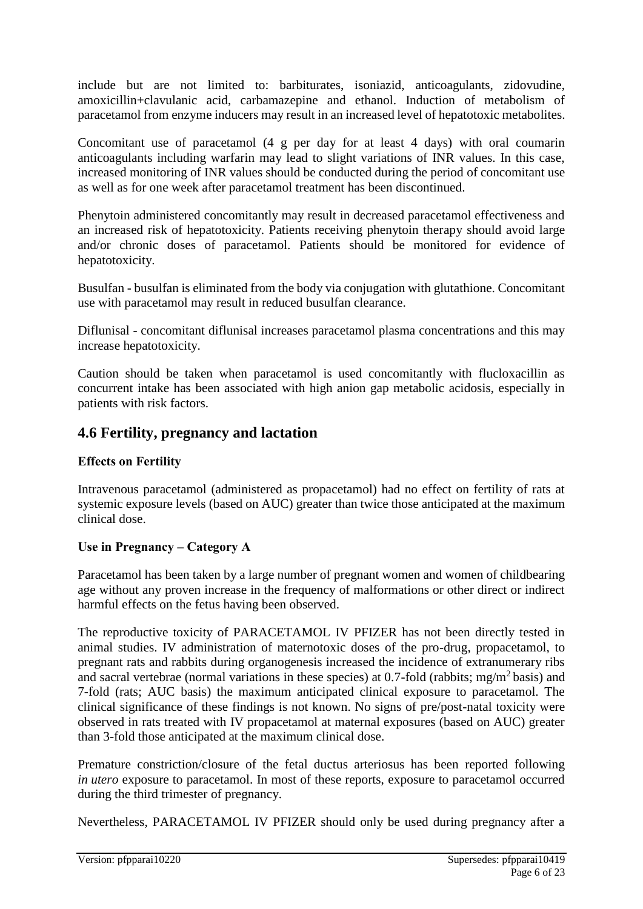include but are not limited to: barbiturates, isoniazid, anticoagulants, zidovudine, amoxicillin+clavulanic acid, carbamazepine and ethanol. Induction of metabolism of paracetamol from enzyme inducers may result in an increased level of hepatotoxic metabolites.

Concomitant use of paracetamol (4 g per day for at least 4 days) with oral coumarin anticoagulants including warfarin may lead to slight variations of INR values. In this case, increased monitoring of INR values should be conducted during the period of concomitant use as well as for one week after paracetamol treatment has been discontinued.

Phenytoin administered concomitantly may result in decreased paracetamol effectiveness and an increased risk of hepatotoxicity. Patients receiving phenytoin therapy should avoid large and/or chronic doses of paracetamol. Patients should be monitored for evidence of hepatotoxicity.

Busulfan - busulfan is eliminated from the body via conjugation with glutathione. Concomitant use with paracetamol may result in reduced busulfan clearance.

Diflunisal - concomitant diflunisal increases paracetamol plasma concentrations and this may increase hepatotoxicity.

Caution should be taken when paracetamol is used concomitantly with flucloxacillin as concurrent intake has been associated with high anion gap metabolic acidosis, especially in patients with risk factors.

## 4.6 Fertility, pregnancy and lactation

### Effects on Fertility

Intravenous paracetamol (administered as propacetamol) had no effect on fertility of rats at systemic exposure levels (based on AUC) greater than twice those anticipated at the maximum clinical dose.

### Use in Pregnancy – Category A

Paracetamol has been taken by a large number of pregnant women and women of childbearing age without any proven increase in the frequency of malformations or other direct or indirect harmful effects on the fetus having been observed.

The reproductive toxicity of PARACETAMOL IV PFIZER has not been directly tested in animal studies. IV administration of maternotoxic doses of the pro-drug, propacetamol, to pregnant rats and rabbits during organogenesis increased the incidence of extranumerary ribs and sacral vertebrae (normal variations in these species) at 0.7-fold (rabbits; $mg/m^2$ basis) and 7-fold (rats; AUC basis) the maximum anticipated clinical exposure to paracetamol. The clinical significance of these findings is not known. No signs of pre/post-natal toxicity were observed in rats treated with IV propacetamol at maternal exposures (based on AUC) greater than 3-fold those anticipated at the maximum clinical dose.

Premature constriction/closure of the fetal ductus arteriosus has been reported following *in utero* exposure to paracetamol. In most of these reports, exposure to paracetamol occurred during the third trimester of pregnancy.

Nevertheless, PARACETAMOL IV PFIZER should only be used during pregnancy after a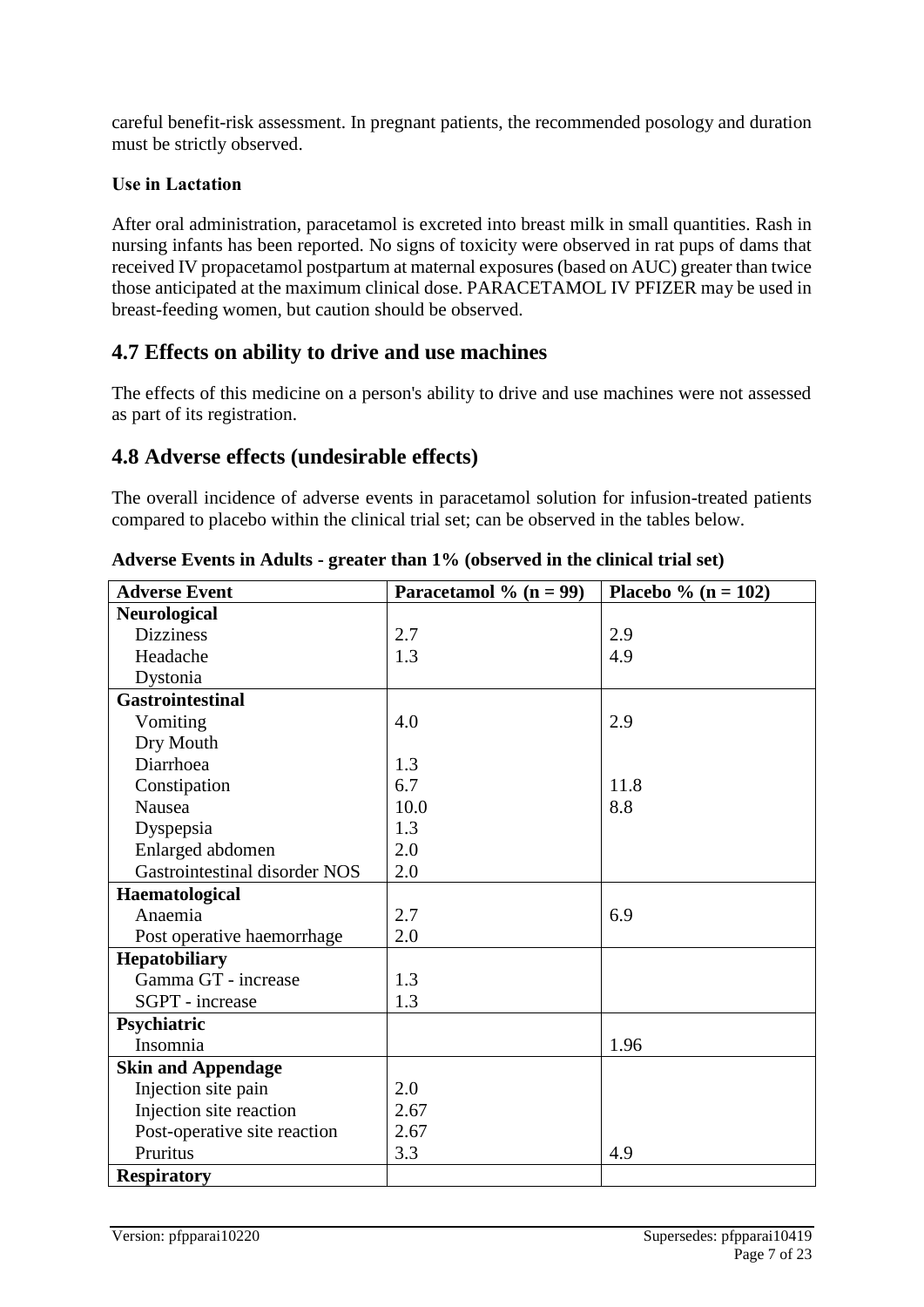careful benefit-risk assessment. In pregnant patients, the recommended posology and duration must be strictly observed.

**Use in Lactation**

After oral administration, paracetamol is excreted into breast milk in small quantities. Rash in nursing infants has been reported. No signs of toxicity were observed in rat pups of dams that received IV propacetamol postpartum at maternal exposures (based on AUC) greater than twice those anticipated at the maximum clinical dose. PARACETAMOL IV PFIZER may be used in breast-feeding women, but caution should be observed.

## 4.7 Effects on ability to drive and use machines

The effects of this medicine on a person's ability to drive and use machines were not assessed as part of its registration.

## 4.8 Adverse effects (undesirable effects)

The overall incidence of adverse events in paracetamol solution for infusion-treated patients compared to placebo within the clinical trial set; can be observed in the tables below.

**Adverse Events in Adults - greater than 1% (observed in the clinical trial set)**

| Adverse Event | Paracetamol % (n = 99) | Placebo % (n = 102) |
|---|---|---|
| **Neurological** | | |
| Dizziness | 2.7 | 2.9 |
| Headache | 1.3 | 4.9 |
| Dystonia | | |
| **Gastrointestinal** | | |
| Vomiting | 4.0 | 2.9 |
| Dry Mouth | | |
| Diarrhoea | 1.3 | |
| Constipation | 6.7 | 11.8 |
| Nausea | 10.0 | 8.8 |
| Dyspepsia | 1.3 | |
| Enlarged abdomen | 2.0 | |
| Gastrointestinal disorder NOS | 2.0 | |
| **Haematological** | | |
| Anaemia | 2.7 | 6.9 |
| Post operative haemorrhage | 2.0 | |
| **Hepatobiliary** | | |
| Gamma GT - increase | 1.3 | |
| SGPT - increase | 1.3 | |
| **Psychiatric** | | |
| Insomnia | | 1.96 |
| **Skin and Appendage** | | |
| Injection site pain | 2.0 | |
| Injection site reaction | 2.67 | |
| Post-operative site reaction | 2.67 | |
| Pruritus | 3.3 | 4.9 |
| **Respiratory** | | |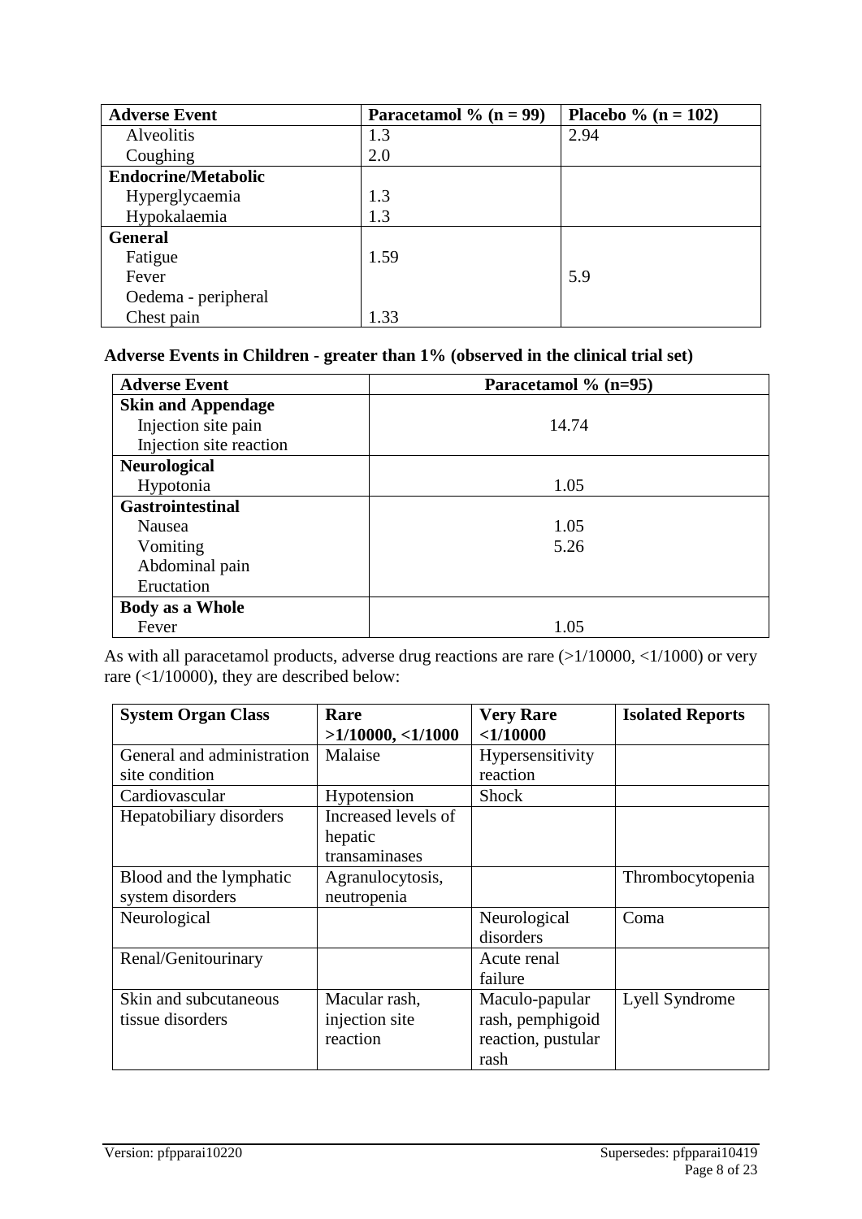| Adverse Event | Paracetamol % (n = 99) | Placebo % (n = 102) |
|---|---|---|
| Alveolitis | 1.3 | 2.94 |
| Coughing | 2.0 | |
| **Endocrine/Metabolic** | | |
| Hyperglycaemia | 1.3 | |
| Hypokalaemia | 1.3 | |
| **General** | | |
| Fatigue | 1.59 | |
| Fever | | 5.9 |
| Oedema - peripheral | | |
| Chest pain | 1.33 | |

**Adverse Events in Children - greater than 1% (observed in the clinical trial set)**

| Adverse Event | Paracetamol % (n=95) |
|---|---|
| **Skin and Appendage** | |
| Injection site pain | 14.74 |
| Injection site reaction | |
| **Neurological** | |
| Hypotonia | 1.05 |
| **Gastrointestinal** | |
| Nausea | 1.05 |
| Vomiting | 5.26 |
| Abdominal pain | |
| Eructation | |
| **Body as a Whole** | |
| Fever | 1.05 |

As with all paracetamol products, adverse drug reactions are rare (>1/10000, <1/1000) or very rare (<1/10000), they are described below:

| System Organ Class | Rare >1/10000, <1/1000 | Very Rare <1/10000 | Isolated Reports |
|---|---|---|---|
| General and administration site condition | Malaise | Hypersensitivity reaction | |
| Cardiovascular | Hypotension | Shock | |
| Hepatobiliary disorders | Increased levels of hepatic transaminases | | |
| Blood and the lymphatic system disorders | Agranulocytosis, neutropenia | | Thrombocytopenia |
| Neurological | | Neurological disorders | Coma |
| Renal/Genitourinary | | Acute renal failure | |
| Skin and subcutaneous tissue disorders | Macular rash, injection site reaction | Maculo-papular rash, pemphigoid reaction, pustular rash | Lyell Syndrome |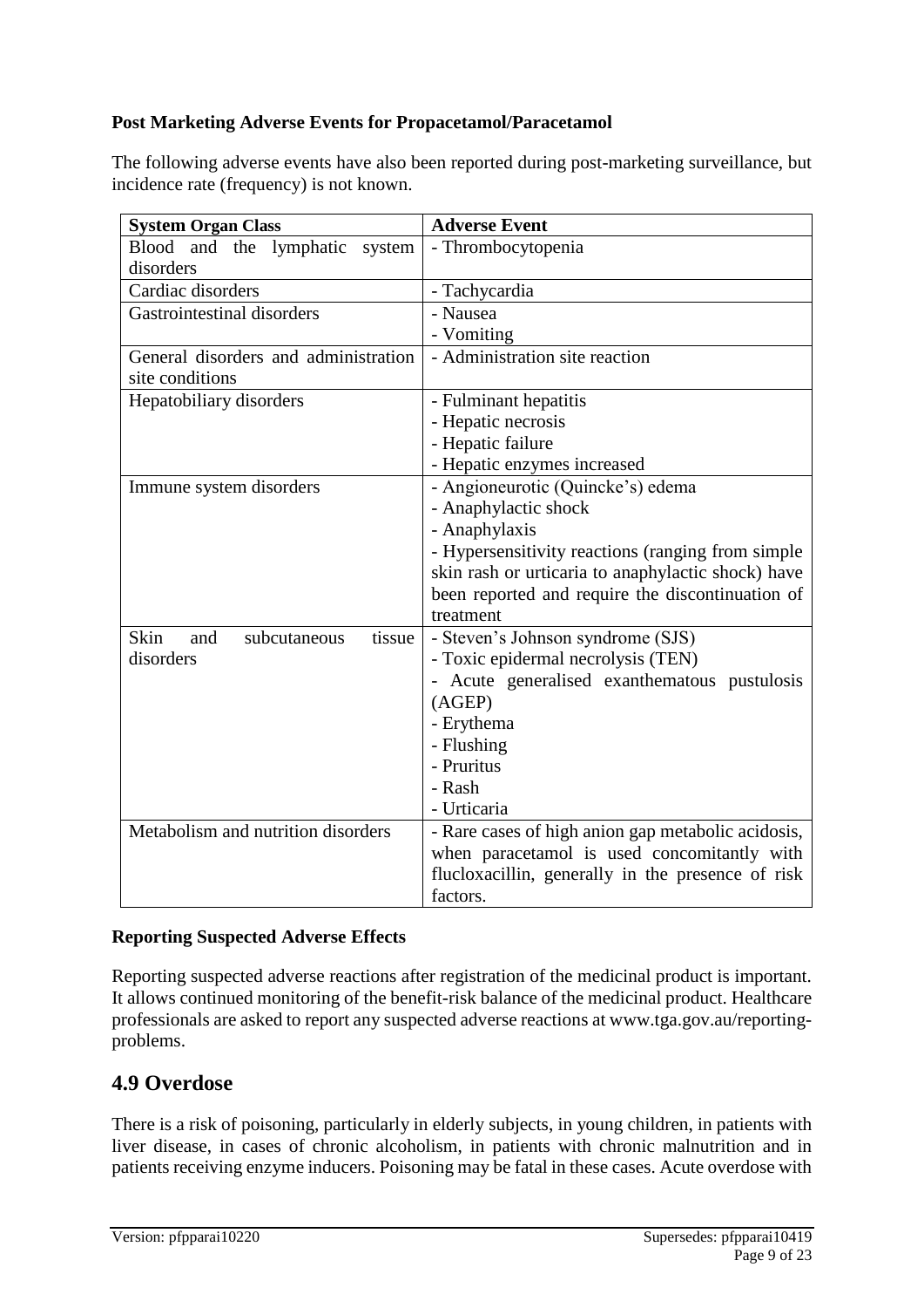**Post Marketing Adverse Events for Propacetamol/Paracetamol**

The following adverse events have also been reported during post-marketing surveillance, but incidence rate (frequency) is not known.

| System Organ Class | Adverse Event |
|---|---|
| Blood and the lymphatic system disorders | - Thrombocytopenia |
| Cardiac disorders | - Tachycardia |
| Gastrointestinal disorders | - Nausea<br>- Vomiting |
| General disorders and administration site conditions | - Administration site reaction |
| Hepatobiliary disorders | - Fulminant hepatitis<br>- Hepatic necrosis<br>- Hepatic failure<br>- Hepatic enzymes increased |
| Immune system disorders | - Angioneurotic (Quincke's) edema<br>- Anaphylactic shock<br>- Anaphylaxis<br>- Hypersensitivity reactions (ranging from simple skin rash or urticaria to anaphylactic shock) have been reported and require the discontinuation of treatment |
| Skin and subcutaneous tissue disorders | - Steven's Johnson syndrome (SJS)<br>- Toxic epidermal necrolysis (TEN)<br>- Acute generalised exanthematous pustulosis (AGEP)<br>- Erythema<br>- Flushing<br>- Pruritus<br>- Rash<br>- Urticaria |
| Metabolism and nutrition disorders | - Rare cases of high anion gap metabolic acidosis, when paracetamol is used concomitantly with flucloxacillin, generally in the presence of risk factors. |

**Reporting Suspected Adverse Effects**

Reporting suspected adverse reactions after registration of the medicinal product is important. It allows continued monitoring of the benefit-risk balance of the medicinal product. Healthcare professionals are asked to report any suspected adverse reactions at www.tga.gov.au/reporting-problems.

## 4.9 Overdose

There is a risk of poisoning, particularly in elderly subjects, in young children, in patients with liver disease, in cases of chronic alcoholism, in patients with chronic malnutrition and in patients receiving enzyme inducers. Poisoning may be fatal in these cases. Acute overdose with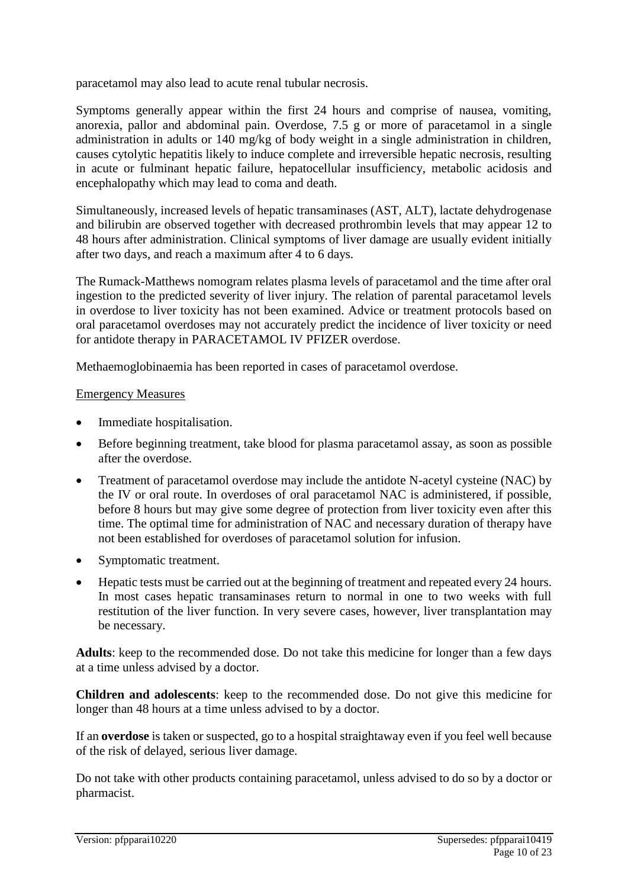paracetamol may also lead to acute renal tubular necrosis.

Symptoms generally appear within the first 24 hours and comprise of nausea, vomiting, anorexia, pallor and abdominal pain. Overdose, 7.5 g or more of paracetamol in a single administration in adults or 140 mg/kg of body weight in a single administration in children, causes cytolytic hepatitis likely to induce complete and irreversible hepatic necrosis, resulting in acute or fulminant hepatic failure, hepatocellular insufficiency, metabolic acidosis and encephalopathy which may lead to coma and death.

Simultaneously, increased levels of hepatic transaminases (AST, ALT), lactate dehydrogenase and bilirubin are observed together with decreased prothrombin levels that may appear 12 to 48 hours after administration. Clinical symptoms of liver damage are usually evident initially after two days, and reach a maximum after 4 to 6 days.

The Rumack-Matthews nomogram relates plasma levels of paracetamol and the time after oral ingestion to the predicted severity of liver injury. The relation of parental paracetamol levels in overdose to liver toxicity has not been examined. Advice or treatment protocols based on oral paracetamol overdoses may not accurately predict the incidence of liver toxicity or need for antidote therapy in PARACETAMOL IV PFIZER overdose.

Methaemoglobinaemia has been reported in cases of paracetamol overdose.

Emergency Measures

- Immediate hospitalisation.
- Before beginning treatment, take blood for plasma paracetamol assay, as soon as possible after the overdose.
- Treatment of paracetamol overdose may include the antidote N-acetyl cysteine (NAC) by the IV or oral route. In overdoses of oral paracetamol NAC is administered, if possible, before 8 hours but may give some degree of protection from liver toxicity even after this time. The optimal time for administration of NAC and necessary duration of therapy have not been established for overdoses of paracetamol solution for infusion.
- Symptomatic treatment.
- Hepatic tests must be carried out at the beginning of treatment and repeated every 24 hours. In most cases hepatic transaminases return to normal in one to two weeks with full restitution of the liver function. In very severe cases, however, liver transplantation may be necessary.

**Adults**: keep to the recommended dose. Do not take this medicine for longer than a few days at a time unless advised by a doctor.

**Children and adolescents**: keep to the recommended dose. Do not give this medicine for longer than 48 hours at a time unless advised to by a doctor.

If an **overdose** is taken or suspected, go to a hospital straightaway even if you feel well because of the risk of delayed, serious liver damage.

Do not take with other products containing paracetamol, unless advised to do so by a doctor or pharmacist.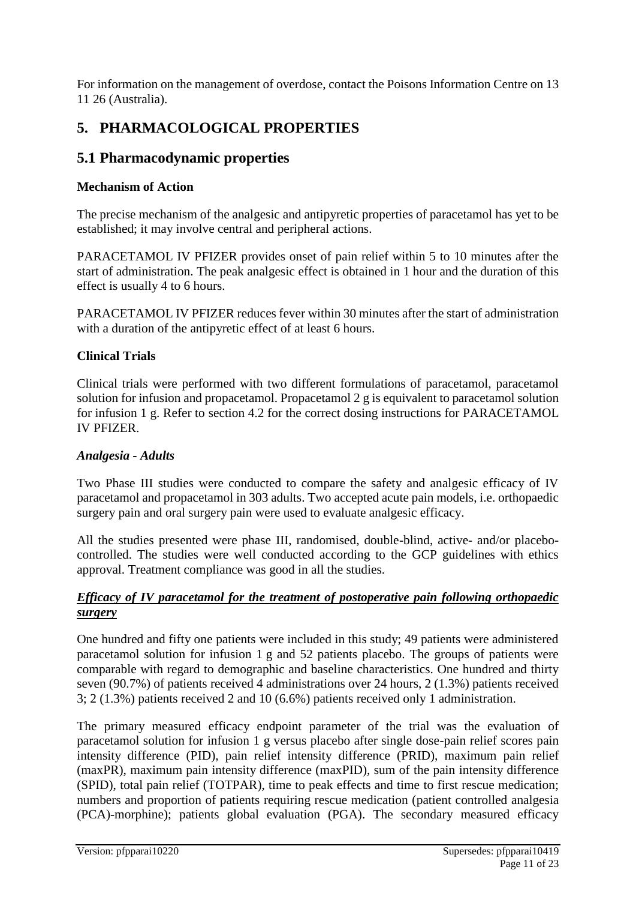For information on the management of overdose, contact the Poisons Information Centre on 13 11 26 (Australia).

# 5. PHARMACOLOGICAL PROPERTIES

## 5.1 Pharmacodynamic properties

**Mechanism of Action**

The precise mechanism of the analgesic and antipyretic properties of paracetamol has yet to be established; it may involve central and peripheral actions.

PARACETAMOL IV PFIZER provides onset of pain relief within 5 to 10 minutes after the start of administration. The peak analgesic effect is obtained in 1 hour and the duration of this effect is usually 4 to 6 hours.

PARACETAMOL IV PFIZER reduces fever within 30 minutes after the start of administration with a duration of the antipyretic effect of at least 6 hours.

**Clinical Trials**

Clinical trials were performed with two different formulations of paracetamol, paracetamol solution for infusion and propacetamol. Propacetamol 2 g is equivalent to paracetamol solution for infusion 1 g. Refer to section 4.2 for the correct dosing instructions for PARACETAMOL IV PFIZER.

***Analgesia - Adults***

Two Phase III studies were conducted to compare the safety and analgesic efficacy of IV paracetamol and propacetamol in 303 adults. Two accepted acute pain models, i.e. orthopaedic surgery pain and oral surgery pain were used to evaluate analgesic efficacy.

All the studies presented were phase III, randomised, double-blind, active- and/or placebo-controlled. The studies were well conducted according to the GCP guidelines with ethics approval. Treatment compliance was good in all the studies.

***<u>Efficacy of IV paracetamol for the treatment of postoperative pain following orthopaedic surgery</u>***

One hundred and fifty one patients were included in this study; 49 patients were administered paracetamol solution for infusion 1 g and 52 patients placebo. The groups of patients were comparable with regard to demographic and baseline characteristics. One hundred and thirty seven (90.7%) of patients received 4 administrations over 24 hours, 2 (1.3%) patients received 3; 2 (1.3%) patients received 2 and 10 (6.6%) patients received only 1 administration.

The primary measured efficacy endpoint parameter of the trial was the evaluation of paracetamol solution for infusion 1 g versus placebo after single dose-pain relief scores pain intensity difference (PID), pain relief intensity difference (PRID), maximum pain relief (maxPR), maximum pain intensity difference (maxPID), sum of the pain intensity difference (SPID), total pain relief (TOTPAR), time to peak effects and time to first rescue medication; numbers and proportion of patients requiring rescue medication (patient controlled analgesia (PCA)-morphine); patients global evaluation (PGA). The secondary measured efficacy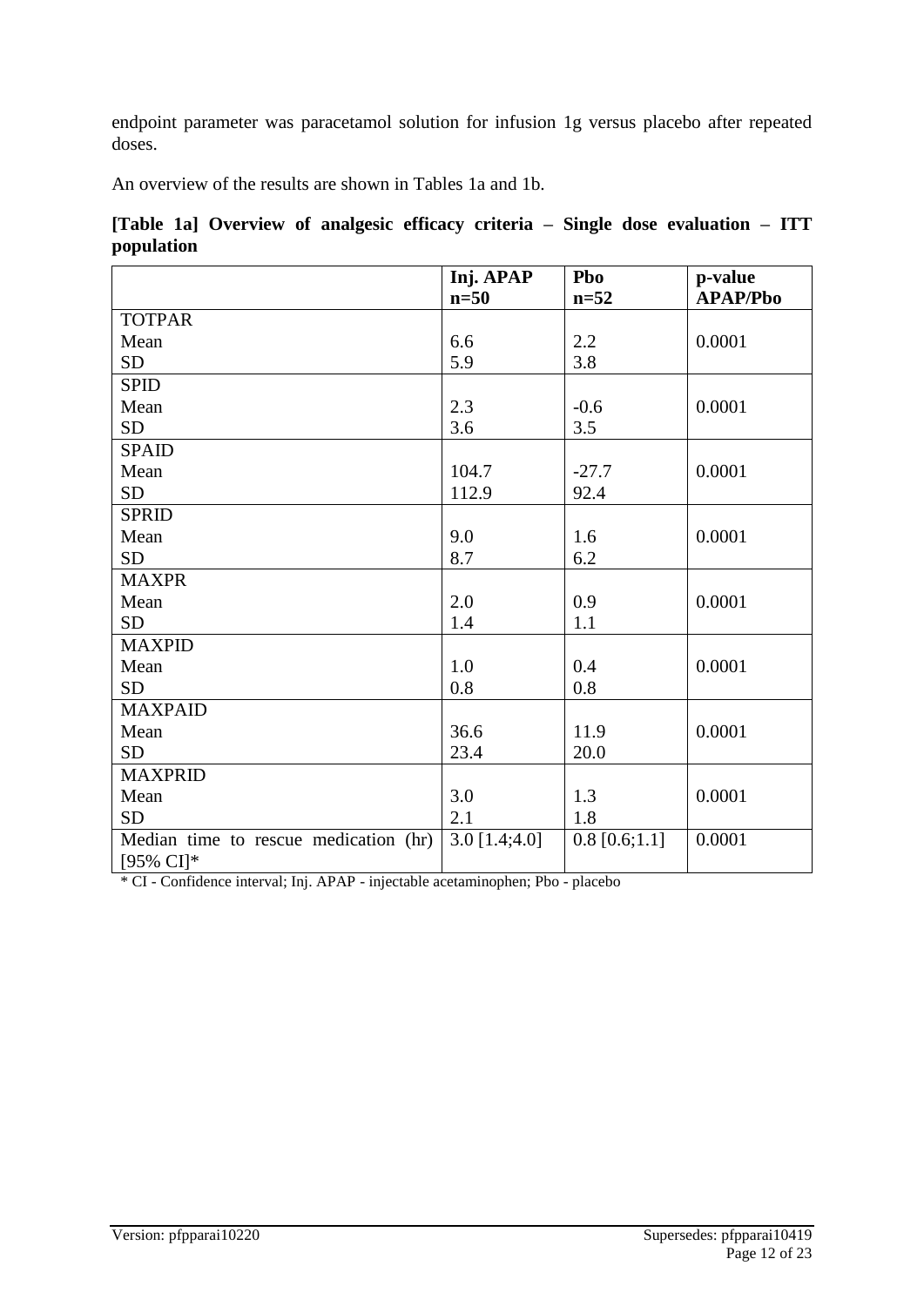endpoint parameter was paracetamol solution for infusion 1g versus placebo after repeated doses.

An overview of the results are shown in Tables 1a and 1b.

**[Table 1a] Overview of analgesic efficacy criteria – Single dose evaluation – ITT population**

| | **Inj. APAP n=50** | **Pbo n=52** | **p-value APAP/Pbo** |
|---|---|---|---|
| TOTPAR | | | |
| Mean | 6.6 | 2.2 | 0.0001 |
| SD | 5.9 | 3.8 | |
| SPID | | | |
| Mean | 2.3 | -0.6 | 0.0001 |
| SD | 3.6 | 3.5 | |
| SPAID | | | |
| Mean | 104.7 | -27.7 | 0.0001 |
| SD | 112.9 | 92.4 | |
| SPRID | | | |
| Mean | 9.0 | 1.6 | 0.0001 |
| SD | 8.7 | 6.2 | |
| MAXPR | | | |
| Mean | 2.0 | 0.9 | 0.0001 |
| SD | 1.4 | 1.1 | |
| MAXPID | | | |
| Mean | 1.0 | 0.4 | 0.0001 |
| SD | 0.8 | 0.8 | |
| MAXPAID | | | |
| Mean | 36.6 | 11.9 | 0.0001 |
| SD | 23.4 | 20.0 | |
| MAXPRID | | | |
| Mean | 3.0 | 1.3 | 0.0001 |
| SD | 2.1 | 1.8 | |
| Median time to rescue medication (hr) [95% CI]* | 3.0 [1.4;4.0] | 0.8 [0.6;1.1] | 0.0001 |

\* CI - Confidence interval; Inj. APAP - injectable acetaminophen; Pbo - placebo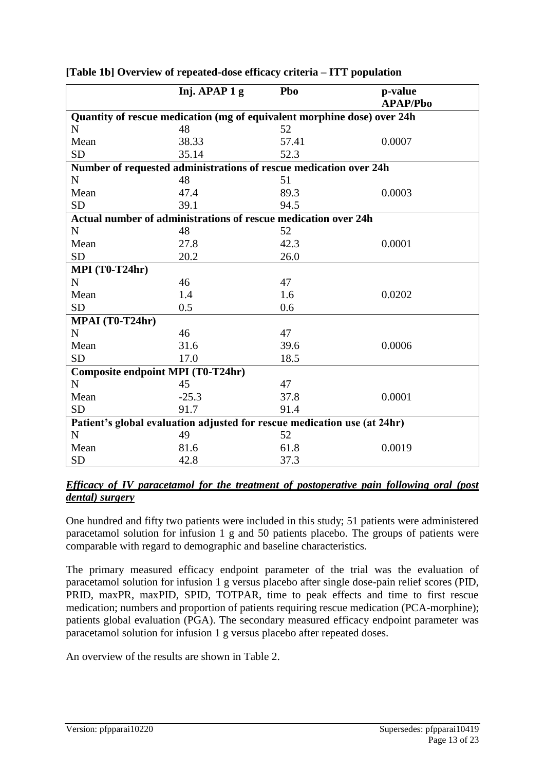**[Table 1b] Overview of repeated-dose efficacy criteria – ITT population**

| | Inj. APAP 1 g | Pbo | p-value APAP/Pbo |
|---|---|---|---|
| **Quantity of rescue medication (mg of equivalent morphine dose) over 24h** | | | |
| N | 48 | 52 | |
| Mean | 38.33 | 57.41 | 0.0007 |
| SD | 35.14 | 52.3 | |
| **Number of requested administrations of rescue medication over 24h** | | | |
| N | 48 | 51 | |
| Mean | 47.4 | 89.3 | 0.0003 |
| SD | 39.1 | 94.5 | |
| **Actual number of administrations of rescue medication over 24h** | | | |
| N | 48 | 52 | |
| Mean | 27.8 | 42.3 | 0.0001 |
| SD | 20.2 | 26.0 | |
| **MPI (T0-T24hr)** | | | |
| N | 46 | 47 | |
| Mean | 1.4 | 1.6 | 0.0202 |
| SD | 0.5 | 0.6 | |
| **MPAI (T0-T24hr)** | | | |
| N | 46 | 47 | |
| Mean | 31.6 | 39.6 | 0.0006 |
| SD | 17.0 | 18.5 | |
| **Composite endpoint MPI (T0-T24hr)** | | | |
| N | 45 | 47 | |
| Mean | -25.3 | 37.8 | 0.0001 |
| SD | 91.7 | 91.4 | |
| **Patient's global evaluation adjusted for rescue medication use (at 24hr)** | | | |
| N | 49 | 52 | |
| Mean | 81.6 | 61.8 | 0.0019 |
| SD | 42.8 | 37.3 | |

***Efficacy of IV paracetamol for the treatment of postoperative pain following oral (post dental) surgery***

One hundred and fifty two patients were included in this study; 51 patients were administered paracetamol solution for infusion 1 g and 50 patients placebo. The groups of patients were comparable with regard to demographic and baseline characteristics.

The primary measured efficacy endpoint parameter of the trial was the evaluation of paracetamol solution for infusion 1 g versus placebo after single dose-pain relief scores (PID, PRID, maxPR, maxPID, SPID, TOTPAR, time to peak effects and time to first rescue medication; numbers and proportion of patients requiring rescue medication (PCA-morphine); patients global evaluation (PGA). The secondary measured efficacy endpoint parameter was paracetamol solution for infusion 1 g versus placebo after repeated doses.

An overview of the results are shown in Table 2.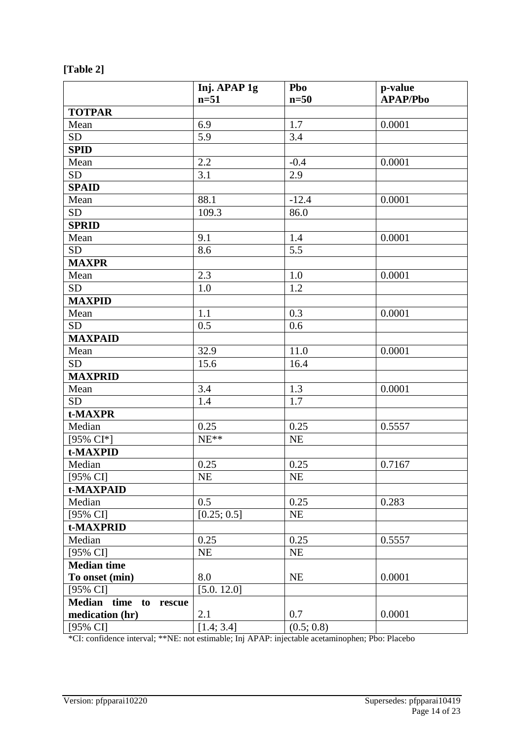**[Table 2]**

| | Inj. APAP 1g n=51 | Pbo n=50 | p-value APAP/Pbo |
|---|---|---|---|
| **TOTPAR** | | | |
| Mean | 6.9 | 1.7 | 0.0001 |
| SD | 5.9 | 3.4 | |
| **SPID** | | | |
| Mean | 2.2 | -0.4 | 0.0001 |
| SD | 3.1 | 2.9 | |
| **SPAID** | | | |
| Mean | 88.1 | -12.4 | 0.0001 |
| SD | 109.3 | 86.0 | |
| **SPRID** | | | |
| Mean | 9.1 | 1.4 | 0.0001 |
| SD | 8.6 | 5.5 | |
| **MAXPR** | | | |
| Mean | 2.3 | 1.0 | 0.0001 |
| SD | 1.0 | 1.2 | |
| **MAXPID** | | | |
| Mean | 1.1 | 0.3 | 0.0001 |
| SD | 0.5 | 0.6 | |
| **MAXPAID** | | | |
| Mean | 32.9 | 11.0 | 0.0001 |
| SD | 15.6 | 16.4 | |
| **MAXPRID** | | | |
| Mean | 3.4 | 1.3 | 0.0001 |
| SD | 1.4 | 1.7 | |
| **t-MAXPR** | | | |
| Median | 0.25 | 0.25 | 0.5557 |
| [95% CI*] | NE** | NE | |
| **t-MAXPID** | | | |
| Median | 0.25 | 0.25 | 0.7167 |
| [95% CI] | NE | NE | |
| **t-MAXPAID** | | | |
| Median | 0.5 | 0.25 | 0.283 |
| [95% CI] | [0.25; 0.5] | NE | |
| **t-MAXPRID** | | | |
| Median | 0.25 | 0.25 | 0.5557 |
| [95% CI] | NE | NE | |
| **Median time To onset (min)** | 8.0 | NE | 0.0001 |
| [95% CI] | [5.0. 12.0] | | |
| **Median time to rescue medication (hr)** | 2.1 | 0.7 | 0.0001 |
| [95% CI] | [1.4; 3.4] | (0.5; 0.8) | |

*CI: confidence interval; **NE: not estimable; Inj APAP: injectable acetaminophen; Pbo: Placebo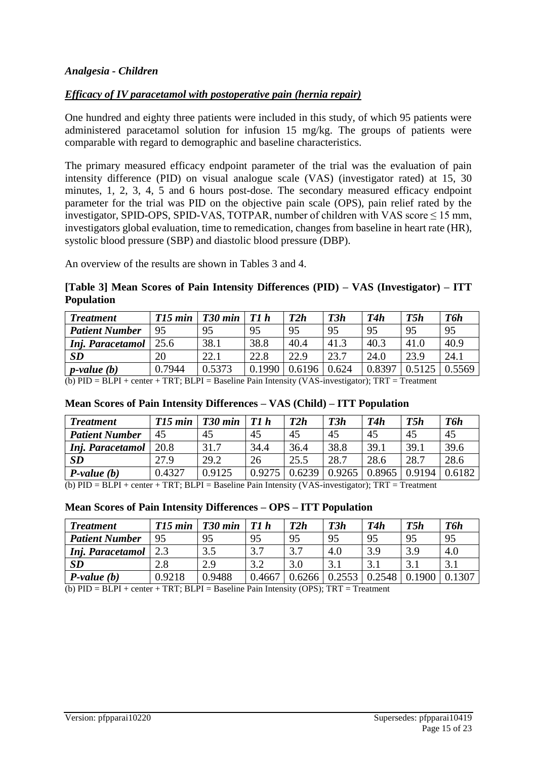*Analgesia - Children*

*Efficacy of IV paracetamol with postoperative pain (hernia repair)*

One hundred and eighty three patients were included in this study, of which 95 patients were administered paracetamol solution for infusion 15 mg/kg. The groups of patients were comparable with regard to demographic and baseline characteristics.

The primary measured efficacy endpoint parameter of the trial was the evaluation of pain intensity difference (PID) on visual analogue scale (VAS) (investigator rated) at 15, 30 minutes, 1, 2, 3, 4, 5 and 6 hours post-dose. The secondary measured efficacy endpoint parameter for the trial was PID on the objective pain scale (OPS), pain relief rated by the investigator, SPID-OPS, SPID-VAS, TOTPAR, number of children with VAS score ≤ 15 mm, investigators global evaluation, time to remedication, changes from baseline in heart rate (HR), systolic blood pressure (SBP) and diastolic blood pressure (DBP).

An overview of the results are shown in Tables 3 and 4.

**[Table 3] Mean Scores of Pain Intensity Differences (PID) – VAS (Investigator) – ITT Population**

| *Treatment* | *T15 min* | *T30 min* | *T1 h* | *T2h* | *T3h* | *T4h* | *T5h* | *T6h* |
|---|---|---|---|---|---|---|---|---|
| *Patient Number* | 95 | 95 | 95 | 95 | 95 | 95 | 95 | 95 |
| *Inj. Paracetamol* | 25.6 | 38.1 | 38.8 | 40.4 | 41.3 | 40.3 | 41.0 | 40.9 |
| *SD* | 20 | 22.1 | 22.8 | 22.9 | 23.7 | 24.0 | 23.9 | 24.1 |
| *p-value (b)* | 0.7944 | 0.5373 | 0.1990 | 0.6196 | 0.624 | 0.8397 | 0.5125 | 0.5569 |

(b) PID = BLPI + center + TRT; BLPI = Baseline Pain Intensity (VAS-investigator); TRT = Treatment

**Mean Scores of Pain Intensity Differences – VAS (Child) – ITT Population**

| *Treatment* | *T15 min* | *T30 min* | *T1 h* | *T2h* | *T3h* | *T4h* | *T5h* | *T6h* |
|---|---|---|---|---|---|---|---|---|
| *Patient Number* | 45 | 45 | 45 | 45 | 45 | 45 | 45 | 45 |
| *Inj. Paracetamol* | 20.8 | 31.7 | 34.4 | 36.4 | 38.8 | 39.1 | 39.1 | 39.6 |
| *SD* | 27.9 | 29.2 | 26 | 25.5 | 28.7 | 28.6 | 28.7 | 28.6 |
| *P-value (b)* | 0.4327 | 0.9125 | 0.9275 | 0.6239 | 0.9265 | 0.8965 | 0.9194 | 0.6182 |

(b) PID = BLPI + center + TRT; BLPI = Baseline Pain Intensity (VAS-investigator); TRT = Treatment

**Mean Scores of Pain Intensity Differences – OPS – ITT Population**

| *Treatment* | *T15 min* | *T30 min* | *T1 h* | *T2h* | *T3h* | *T4h* | *T5h* | *T6h* |
|---|---|---|---|---|---|---|---|---|
| *Patient Number* | 95 | 95 | 95 | 95 | 95 | 95 | 95 | 95 |
| *Inj. Paracetamol* | 2.3 | 3.5 | 3.7 | 3.7 | 4.0 | 3.9 | 3.9 | 4.0 |
| *SD* | 2.8 | 2.9 | 3.2 | 3.0 | 3.1 | 3.1 | 3.1 | 3.1 |
| *P-value (b)* | 0.9218 | 0.9488 | 0.4667 | 0.6266 | 0.2553 | 0.2548 | 0.1900 | 0.1307 |

(b) PID = BLPI + center + TRT; BLPI = Baseline Pain Intensity (OPS); TRT = Treatment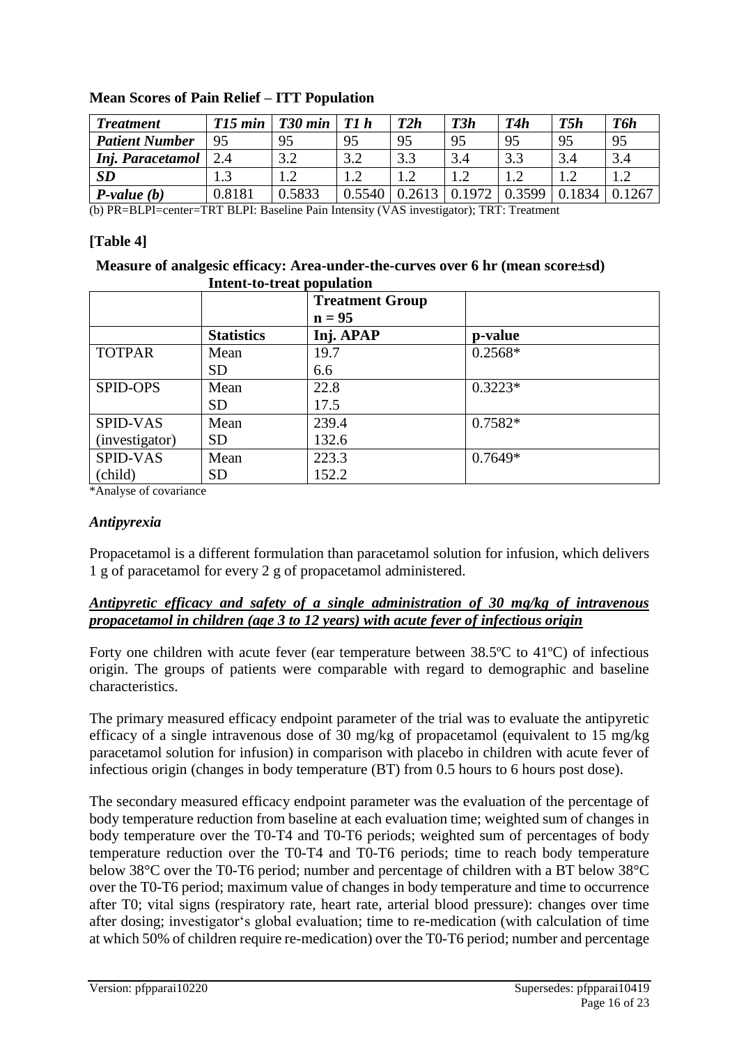**Mean Scores of Pain Relief – ITT Population**

| *Treatment* | *T15 min* | *T30 min* | *T1 h* | *T2h* | *T3h* | *T4h* | *T5h* | *T6h* |
|---|---|---|---|---|---|---|---|---|
| ***Patient Number*** | 95 | 95 | 95 | 95 | 95 | 95 | 95 | 95 |
| ***Inj. Paracetamol*** | 2.4 | 3.2 | 3.2 | 3.3 | 3.4 | 3.3 | 3.4 | 3.4 |
| ***SD*** | 1.3 | 1.2 | 1.2 | 1.2 | 1.2 | 1.2 | 1.2 | 1.2 |
| ***P-value (b)*** | 0.8181 | 0.5833 | 0.5540 | 0.2613 | 0.1972 | 0.3599 | 0.1834 | 0.1267 |

(b) PR=BLPI=center=TRT BLPI: Baseline Pain Intensity (VAS investigator); TRT: Treatment

**[Table 4]**

**Measure of analgesic efficacy: Area-under-the-curves over 6 hr (mean score±sd) Intent-to-treat population**

| | | **Treatment Group n = 95** | |
|---|---|---|---|
| | **Statistics** | **Inj. APAP** | **p-value** |
| TOTPAR | Mean<br>SD | 19.7<br>6.6 | 0.2568* |
| SPID-OPS | Mean<br>SD | 22.8<br>17.5 | 0.3223* |
| SPID-VAS (investigator) | Mean<br>SD | 239.4<br>132.6 | 0.7582* |
| SPID-VAS (child) | Mean<br>SD | 223.3<br>152.2 | 0.7649* |

*Analyse of covariance

### *Antipyrexia*

Propacetamol is a different formulation than paracetamol solution for infusion, which delivers 1 g of paracetamol for every 2 g of propacetamol administered.

***Antipyretic efficacy and safety of a single administration of 30 mg/kg of intravenous propacetamol in children (age 3 to 12 years) with acute fever of infectious origin***

Forty one children with acute fever (ear temperature between 38.5ºC to 41ºC) of infectious origin. The groups of patients were comparable with regard to demographic and baseline characteristics.

The primary measured efficacy endpoint parameter of the trial was to evaluate the antipyretic efficacy of a single intravenous dose of 30 mg/kg of propacetamol (equivalent to 15 mg/kg paracetamol solution for infusion) in comparison with placebo in children with acute fever of infectious origin (changes in body temperature (BT) from 0.5 hours to 6 hours post dose).

The secondary measured efficacy endpoint parameter was the evaluation of the percentage of body temperature reduction from baseline at each evaluation time; weighted sum of changes in body temperature over the T0-T4 and T0-T6 periods; weighted sum of percentages of body temperature reduction over the T0-T4 and T0-T6 periods; time to reach body temperature below 38°C over the T0-T6 period; number and percentage of children with a BT below 38°C over the T0-T6 period; maximum value of changes in body temperature and time to occurrence after T0; vital signs (respiratory rate, heart rate, arterial blood pressure): changes over time after dosing; investigator's global evaluation; time to re-medication (with calculation of time at which 50% of children require re-medication) over the T0-T6 period; number and percentage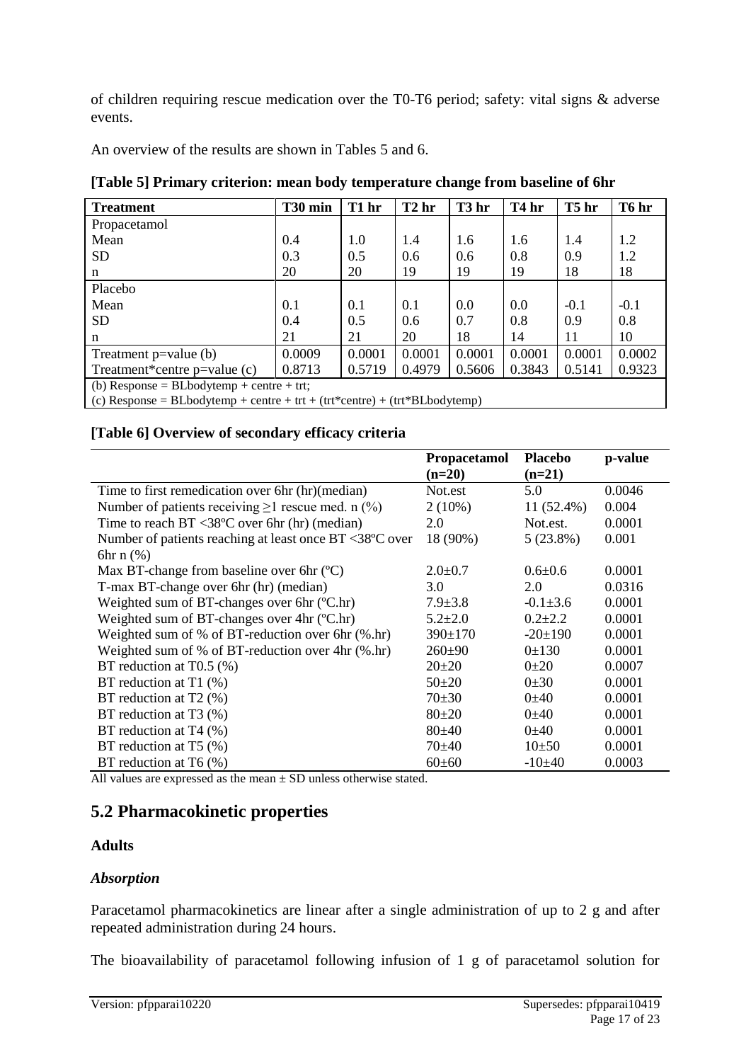of children requiring rescue medication over the T0-T6 period; safety: vital signs & adverse events.

An overview of the results are shown in Tables 5 and 6.

**[Table 5] Primary criterion: mean body temperature change from baseline of 6hr**

| Treatment | T30 min | T1 hr | T2 hr | T3 hr | T4 hr | T5 hr | T6 hr |
|---|---|---|---|---|---|---|---|
| Propacetamol | | | | | | | |
| Mean | 0.4 | 1.0 | 1.4 | 1.6 | 1.6 | 1.4 | 1.2 |
| SD | 0.3 | 0.5 | 0.6 | 0.6 | 0.8 | 0.9 | 1.2 |
| n | 20 | 20 | 19 | 19 | 19 | 18 | 18 |
| Placebo | | | | | | | |
| Mean | 0.1 | 0.1 | 0.1 | 0.0 | 0.0 | -0.1 | -0.1 |
| SD | 0.4 | 0.5 | 0.6 | 0.7 | 0.8 | 0.9 | 0.8 |
| n | 21 | 21 | 20 | 18 | 14 | 11 | 10 |
| Treatment p=value (b) | 0.0009 | 0.0001 | 0.0001 | 0.0001 | 0.0001 | 0.0001 | 0.0002 |
| Treatment*centre p=value (c) | 0.8713 | 0.5719 | 0.4979 | 0.5606 | 0.3843 | 0.5141 | 0.9323 |

(b) Response = BLbodytemp + centre + trt;
(c) Response = BLbodytemp + centre + trt + (trt*centre) + (trt*BLbodytemp)

**[Table 6] Overview of secondary efficacy criteria**

| | Propacetamol (n=20) | Placebo (n=21) | p-value |
|---|---|---|---|
| Time to first remedication over 6hr (hr)(median) | Not.est | 5.0 | 0.0046 |
| Number of patients receiving ≥1 rescue med. n (%) | 2 (10%) | 11 (52.4%) | 0.004 |
| Time to reach BT <38ºC over 6hr (hr) (median) | 2.0 | Not.est. | 0.0001 |
| Number of patients reaching at least once BT <38ºC over 6hr n (%) | 18 (90%) | 5 (23.8%) | 0.001 |
| Max BT-change from baseline over 6hr (ºC) | 2.0±0.7 | 0.6±0.6 | 0.0001 |
| T-max BT-change over 6hr (hr) (median) | 3.0 | 2.0 | 0.0316 |
| Weighted sum of BT-changes over 6hr (ºC.hr) | 7.9±3.8 | -0.1±3.6 | 0.0001 |
| Weighted sum of BT-changes over 4hr (ºC.hr) | 5.2±2.0 | 0.2±2.2 | 0.0001 |
| Weighted sum of % of BT-reduction over 6hr (%.hr) | 390±170 | -20±190 | 0.0001 |
| Weighted sum of % of BT-reduction over 4hr (%.hr) | 260±90 | 0±130 | 0.0001 |
| BT reduction at T0.5 (%) | 20±20 | 0±20 | 0.0007 |
| BT reduction at T1 (%) | 50±20 | 0±30 | 0.0001 |
| BT reduction at T2 (%) | 70±30 | 0±40 | 0.0001 |
| BT reduction at T3 (%) | 80±20 | 0±40 | 0.0001 |
| BT reduction at T4 (%) | 80±40 | 0±40 | 0.0001 |
| BT reduction at T5 (%) | 70±40 | 10±50 | 0.0001 |
| BT reduction at T6 (%) | 60±60 | -10±40 | 0.0003 |

All values are expressed as the mean ± SD unless otherwise stated.

## 5.2 Pharmacokinetic properties

**Adults**

***Absorption***

Paracetamol pharmacokinetics are linear after a single administration of up to 2 g and after repeated administration during 24 hours.

The bioavailability of paracetamol following infusion of 1 g of paracetamol solution for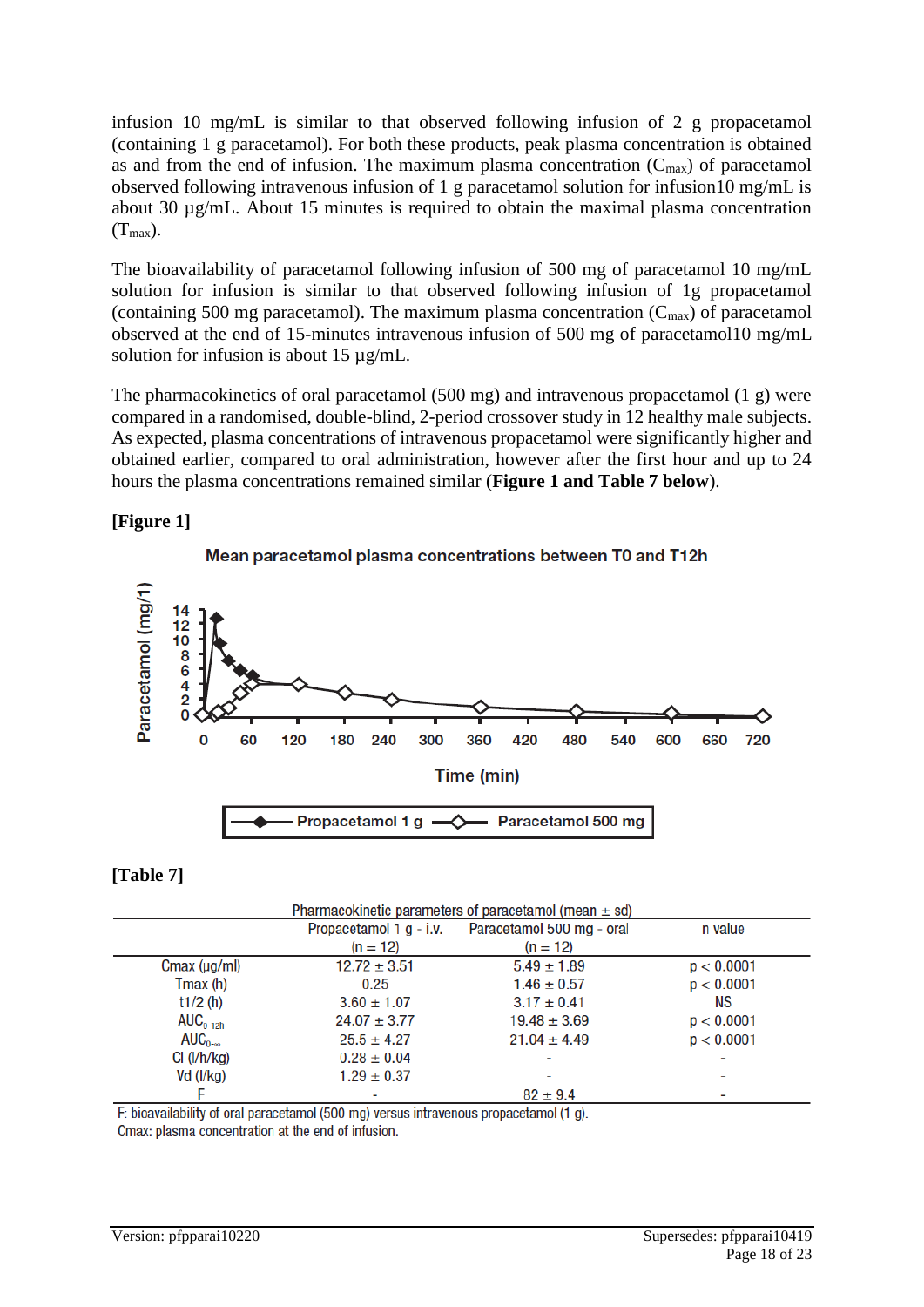infusion 10 mg/mL is similar to that observed following infusion of 2 g propacetamol (containing 1 g paracetamol). For both these products, peak plasma concentration is obtained as and from the end of infusion. The maximum plasma concentration ($C_{max}$) of paracetamol observed following intravenous infusion of 1 g paracetamol solution for infusion10 mg/mL is about 30 µg/mL. About 15 minutes is required to obtain the maximal plasma concentration ($T_{max}$).

The bioavailability of paracetamol following infusion of 500 mg of paracetamol 10 mg/mL solution for infusion is similar to that observed following infusion of 1g propacetamol (containing 500 mg paracetamol). The maximum plasma concentration ($C_{max}$) of paracetamol observed at the end of 15-minutes intravenous infusion of 500 mg of paracetamol10 mg/mL solution for infusion is about 15 µg/mL.

The pharmacokinetics of oral paracetamol (500 mg) and intravenous propacetamol (1 g) were compared in a randomised, double-blind, 2-period crossover study in 12 healthy male subjects. As expected, plasma concentrations of intravenous propacetamol were significantly higher and obtained earlier, compared to oral administration, however after the first hour and up to 24 hours the plasma concentrations remained similar (**Figure 1 and Table 7 below**).

**[Figure 1]**

Mean paracetamol plasma concentrations between T0 and T12h

**[Table 7]**

Pharmacokinetic parameters of paracetamol (mean ± sd)

| | Propacetamol 1 g - i.v. (n = 12) | Paracetamol 500 mg - oral (n = 12) | p value |
|---|---|---|---|
| Cmax (µg/ml) | 12.72 ± 3.51 | 5.49 ± 1.89 | p < 0.0001 |
| Tmax (h) | 0.25 | 1.46 ± 0.57 | p < 0.0001 |
| t1/2 (h) | 3.60 ± 1.07 | 3.17 ± 0.41 | NS |
| $AUC_{0-12h}$ | 24.07 ± 3.77 | 19.48 ± 3.69 | p < 0.0001 |
| $AUC_{0-\infty}$ | 25.5 ± 4.27 | 21.04 ± 4.49 | p < 0.0001 |
| Cl (l/h/kg) | 0.28 ± 0.04 | - | - |
| Vd (l/kg) | 1.29 ± 0.37 | - | - |
| F | - | 82 ± 9.4 | - |

F: bioavailability of oral paracetamol (500 mg) versus intravenous propacetamol (1 g).
Cmax: plasma concentration at the end of infusion.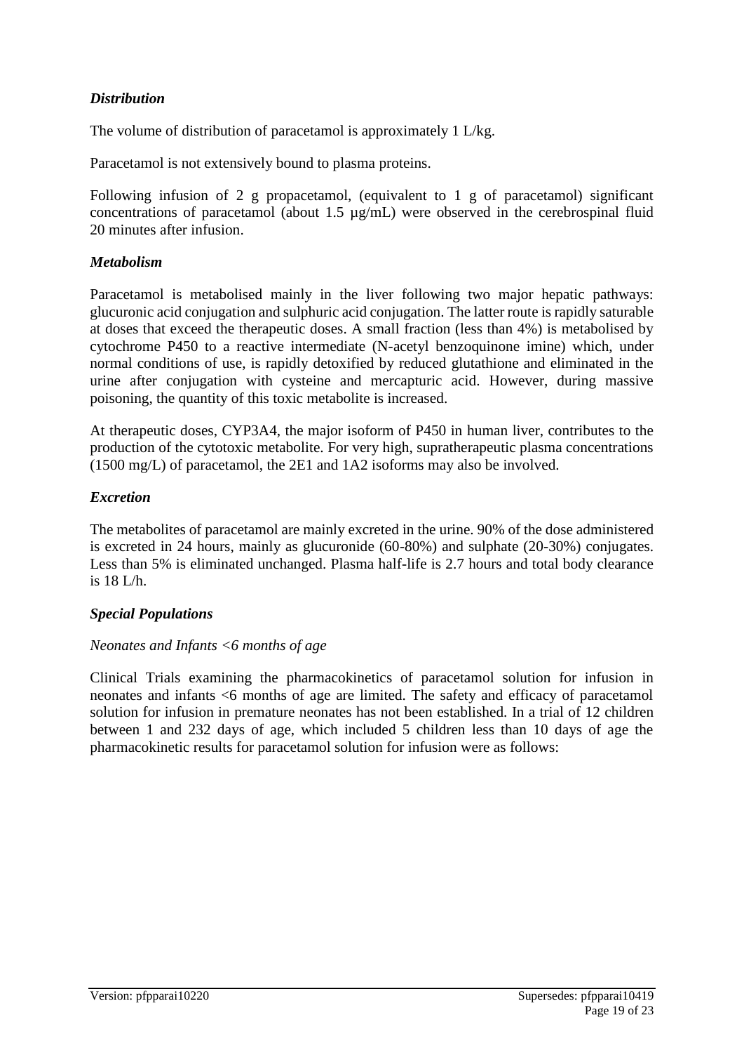### *Distribution*

The volume of distribution of paracetamol is approximately 1 L/kg.

Paracetamol is not extensively bound to plasma proteins.

Following infusion of 2 g propacetamol, (equivalent to 1 g of paracetamol) significant concentrations of paracetamol (about 1.5 µg/mL) were observed in the cerebrospinal fluid 20 minutes after infusion.

### *Metabolism*

Paracetamol is metabolised mainly in the liver following two major hepatic pathways: glucuronic acid conjugation and sulphuric acid conjugation. The latter route is rapidly saturable at doses that exceed the therapeutic doses. A small fraction (less than 4%) is metabolised by cytochrome P450 to a reactive intermediate (N-acetyl benzoquinone imine) which, under normal conditions of use, is rapidly detoxified by reduced glutathione and eliminated in the urine after conjugation with cysteine and mercapturic acid. However, during massive poisoning, the quantity of this toxic metabolite is increased.

At therapeutic doses, CYP3A4, the major isoform of P450 in human liver, contributes to the production of the cytotoxic metabolite. For very high, supratherapeutic plasma concentrations (1500 mg/L) of paracetamol, the 2E1 and 1A2 isoforms may also be involved.

### *Excretion*

The metabolites of paracetamol are mainly excreted in the urine. 90% of the dose administered is excreted in 24 hours, mainly as glucuronide (60-80%) and sulphate (20-30%) conjugates. Less than 5% is eliminated unchanged. Plasma half-life is 2.7 hours and total body clearance is 18 L/h.

### *Special Populations*

*Neonates and Infants <6 months of age*

Clinical Trials examining the pharmacokinetics of paracetamol solution for infusion in neonates and infants <6 months of age are limited. The safety and efficacy of paracetamol solution for infusion in premature neonates has not been established. In a trial of 12 children between 1 and 232 days of age, which included 5 children less than 10 days of age the pharmacokinetic results for paracetamol solution for infusion were as follows: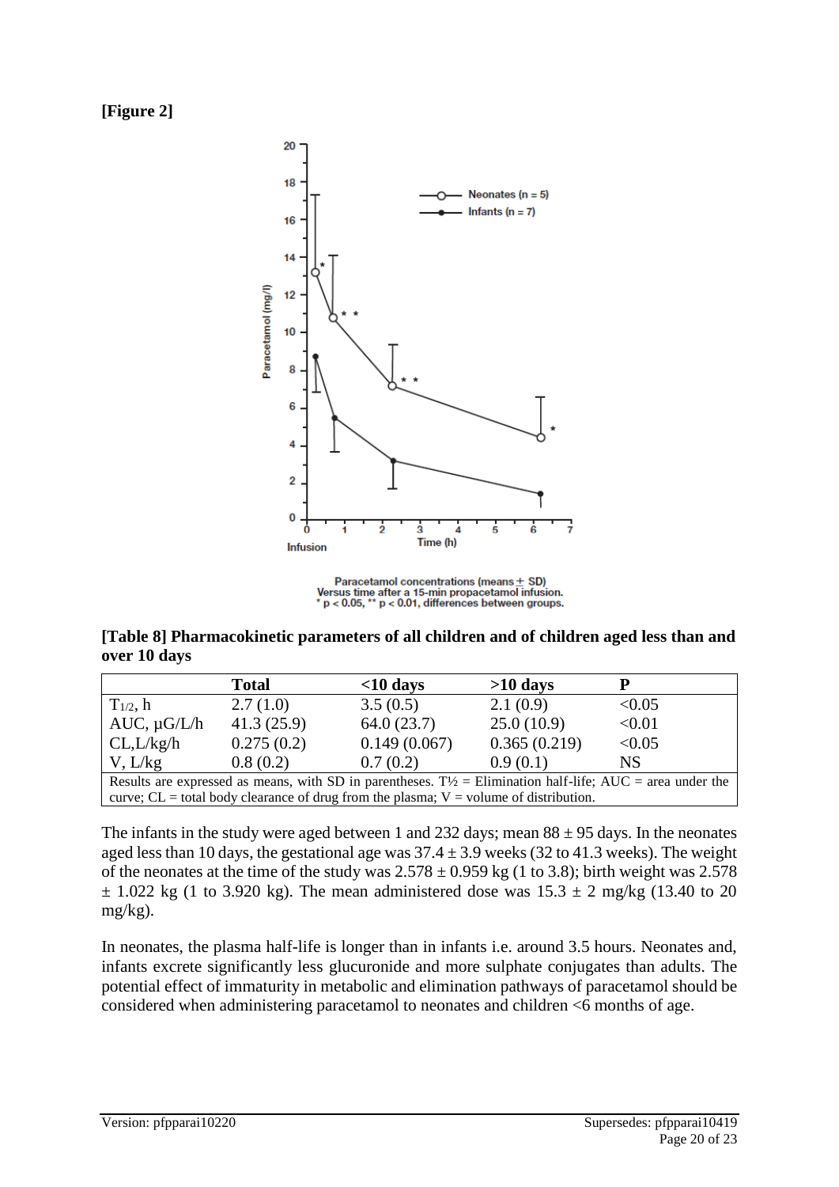**[Figure 2]**

Paracetamol concentrations (means ± SD) Versus time after a 15-min propacetamol infusion. * $p < 0.05$, ** $p < 0.01$, differences between groups.

**[Table 8] Pharmacokinetic parameters of all children and of children aged less than and over 10 days**

| | Total | <10 days | >10 days | P |
|---|---|---|---|---|
| $T_{1/2}$, h | 2.7 (1.0) | 3.5 (0.5) | 2.1 (0.9) | <0.05 |
| AUC, µG/L/h | 41.3 (25.9) | 64.0 (23.7) | 25.0 (10.9) | <0.01 |
| CL,L/kg/h | 0.275 (0.2) | 0.149 (0.067) | 0.365 (0.219) | <0.05 |
| V, L/kg | 0.8 (0.2) | 0.7 (0.2) | 0.9 (0.1) | NS |

Results are expressed as means, with SD in parentheses. T½ = Elimination half-life; AUC = area under the curve; CL = total body clearance of drug from the plasma; V = volume of distribution.

The infants in the study were aged between 1 and 232 days; mean 88 ± 95 days. In the neonates aged less than 10 days, the gestational age was 37.4 ± 3.9 weeks (32 to 41.3 weeks). The weight of the neonates at the time of the study was 2.578 ± 0.959 kg (1 to 3.8); birth weight was 2.578 ± 1.022 kg (1 to 3.920 kg). The mean administered dose was 15.3 ± 2 mg/kg (13.40 to 20 mg/kg).

In neonates, the plasma half-life is longer than in infants i.e. around 3.5 hours. Neonates and, infants excrete significantly less glucuronide and more sulphate conjugates than adults. The potential effect of immaturity in metabolic and elimination pathways of paracetamol should be considered when administering paracetamol to neonates and children <6 months of age.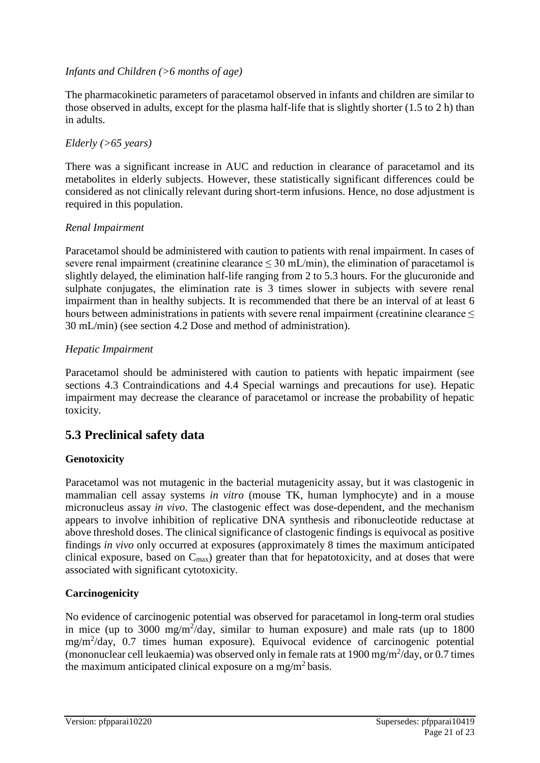*Infants and Children (>6 months of age)*

The pharmacokinetic parameters of paracetamol observed in infants and children are similar to those observed in adults, except for the plasma half-life that is slightly shorter (1.5 to 2 h) than in adults.

*Elderly (>65 years)*

There was a significant increase in AUC and reduction in clearance of paracetamol and its metabolites in elderly subjects. However, these statistically significant differences could be considered as not clinically relevant during short-term infusions. Hence, no dose adjustment is required in this population.

*Renal Impairment*

Paracetamol should be administered with caution to patients with renal impairment. In cases of severe renal impairment (creatinine clearance $\leq$ 30 mL/min), the elimination of paracetamol is slightly delayed, the elimination half-life ranging from 2 to 5.3 hours. For the glucuronide and sulphate conjugates, the elimination rate is 3 times slower in subjects with severe renal impairment than in healthy subjects. It is recommended that there be an interval of at least 6 hours between administrations in patients with severe renal impairment (creatinine clearance $\leq$ 30 mL/min) (see section 4.2 Dose and method of administration).

*Hepatic Impairment*

Paracetamol should be administered with caution to patients with hepatic impairment (see sections 4.3 Contraindications and 4.4 Special warnings and precautions for use). Hepatic impairment may decrease the clearance of paracetamol or increase the probability of hepatic toxicity.

## 5.3 Preclinical safety data

**Genotoxicity**

Paracetamol was not mutagenic in the bacterial mutagenicity assay, but it was clastogenic in mammalian cell assay systems *in vitro* (mouse TK, human lymphocyte) and in a mouse micronucleus assay *in vivo*. The clastogenic effect was dose-dependent, and the mechanism appears to involve inhibition of replicative DNA synthesis and ribonucleotide reductase at above threshold doses. The clinical significance of clastogenic findings is equivocal as positive findings *in vivo* only occurred at exposures (approximately 8 times the maximum anticipated clinical exposure, based on $C_{max}$) greater than that for hepatotoxicity, and at doses that were associated with significant cytotoxicity.

**Carcinogenicity**

No evidence of carcinogenic potential was observed for paracetamol in long-term oral studies in mice (up to 3000 $mg/m^2$/day, similar to human exposure) and male rats (up to 1800 $mg/m^2$/day, 0.7 times human exposure). Equivocal evidence of carcinogenic potential (mononuclear cell leukaemia) was observed only in female rats at 1900 $mg/m^2$/day, or 0.7 times the maximum anticipated clinical exposure on a $mg/m^2$ basis.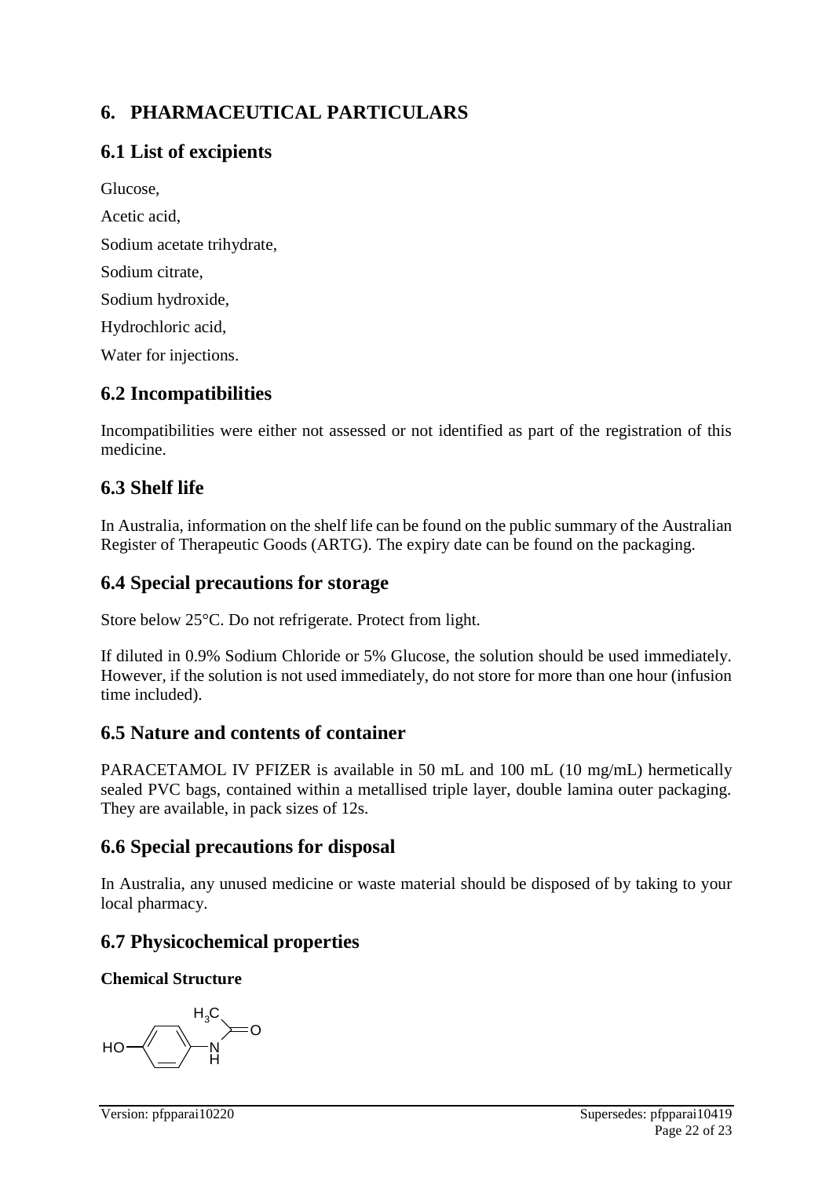# 6. PHARMACEUTICAL PARTICULARS

## 6.1 List of excipients

Glucose,

Acetic acid,

Sodium acetate trihydrate,

Sodium citrate,

Sodium hydroxide,

Hydrochloric acid,

Water for injections.

## 6.2 Incompatibilities

Incompatibilities were either not assessed or not identified as part of the registration of this medicine.

## 6.3 Shelf life

In Australia, information on the shelf life can be found on the public summary of the Australian Register of Therapeutic Goods (ARTG). The expiry date can be found on the packaging.

## 6.4 Special precautions for storage

Store below 25°C. Do not refrigerate. Protect from light.

If diluted in 0.9% Sodium Chloride or 5% Glucose, the solution should be used immediately. However, if the solution is not used immediately, do not store for more than one hour (infusion time included).

## 6.5 Nature and contents of container

PARACETAMOL IV PFIZER is available in 50 mL and 100 mL (10 mg/mL) hermetically sealed PVC bags, contained within a metallised triple layer, double lamina outer packaging. They are available, in pack sizes of 12s.

## 6.6 Special precautions for disposal

In Australia, any unused medicine or waste material should be disposed of by taking to your local pharmacy.

## 6.7 Physicochemical properties

**Chemical Structure**

Version: pfpparai10220 Supersedes: pfpparai10419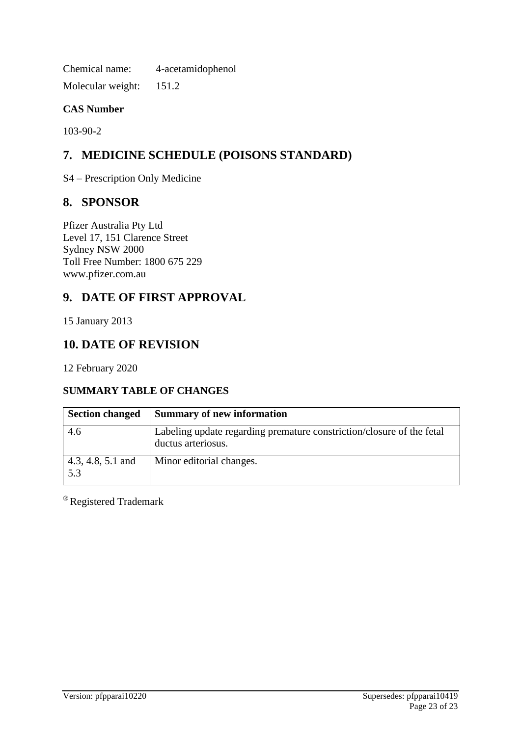Chemical name: 4-acetamidophenol

Molecular weight: 151.2

**CAS Number**

103-90-2

## 7. MEDICINE SCHEDULE (POISONS STANDARD)

S4 – Prescription Only Medicine

## 8. SPONSOR

Pfizer Australia Pty Ltd
Level 17, 151 Clarence Street
Sydney NSW 2000
Toll Free Number: 1800 675 229
www.pfizer.com.au

## 9. DATE OF FIRST APPROVAL

15 January 2013

## 10. DATE OF REVISION

12 February 2020

### SUMMARY TABLE OF CHANGES

| Section changed | Summary of new information |
|---|---|
| 4.6 | Labeling update regarding premature constriction/closure of the fetal ductus arteriosus. |
| 4.3, 4.8, 5.1 and 5.3 | Minor editorial changes. |

® Registered Trademark

Version: pfpparai10220 Supersedes: pfpparai10419